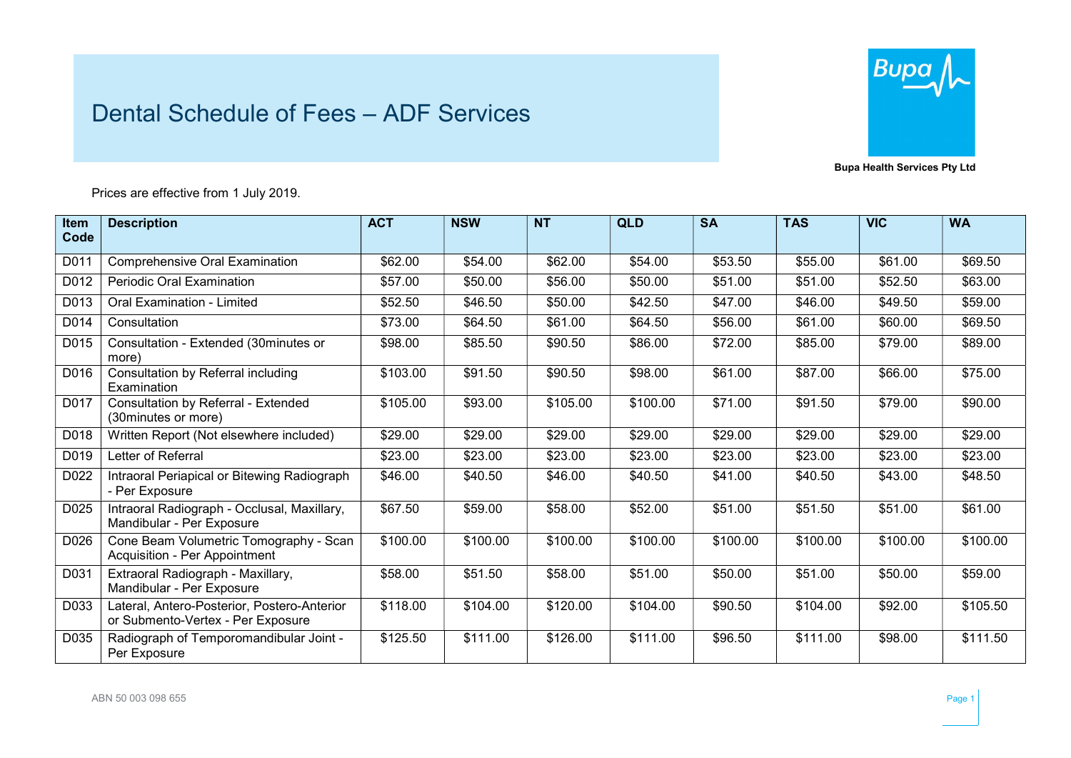# Dental Schedule of Fees – ADF Services

**Bupa Health Services Pty Ltd**

Prices are effective from 1 July 2019.

| Item Code | Description | ACT | NSW | NT | QLD | SA | TAS | VIC | WA |
|---|---|---|---|---|---|---|---|---|---|
| D011 | Comprehensive Oral Examination | $62.00 | $54.00 | $62.00 | $54.00 | $53.50 | $55.00 | $61.00 | $69.50 |
| D012 | Periodic Oral Examination | $57.00 | $50.00 | $56.00 | $50.00 | $51.00 | $51.00 | $52.50 | $63.00 |
| D013 | Oral Examination - Limited | $52.50 | $46.50 | $50.00 | $42.50 | $47.00 | $46.00 | $49.50 | $59.00 |
| D014 | Consultation | $73.00 | $64.50 | $61.00 | $64.50 | $56.00 | $61.00 | $60.00 | $69.50 |
| D015 | Consultation - Extended (30minutes or more) | $98.00 | $85.50 | $90.50 | $86.00 | $72.00 | $85.00 | $79.00 | $89.00 |
| D016 | Consultation by Referral including Examination | $103.00 | $91.50 | $90.50 | $98.00 | $61.00 | $87.00 | $66.00 | $75.00 |
| D017 | Consultation by Referral - Extended (30minutes or more) | $105.00 | $93.00 | $105.00 | $100.00 | $71.00 | $91.50 | $79.00 | $90.00 |
| D018 | Written Report (Not elsewhere included) | $29.00 | $29.00 | $29.00 | $29.00 | $29.00 | $29.00 | $29.00 | $29.00 |
| D019 | Letter of Referral | $23.00 | $23.00 | $23.00 | $23.00 | $23.00 | $23.00 | $23.00 | $23.00 |
| D022 | Intraoral Periapical or Bitewing Radiograph - Per Exposure | $46.00 | $40.50 | $46.00 | $40.50 | $41.00 | $40.50 | $43.00 | $48.50 |
| D025 | Intraoral Radiograph - Occlusal, Maxillary, Mandibular - Per Exposure | $67.50 | $59.00 | $58.00 | $52.00 | $51.00 | $51.50 | $51.00 | $61.00 |
| D026 | Cone Beam Volumetric Tomography - Scan Acquisition - Per Appointment | $100.00 | $100.00 | $100.00 | $100.00 | $100.00 | $100.00 | $100.00 | $100.00 |
| D031 | Extraoral Radiograph - Maxillary, Mandibular - Per Exposure | $58.00 | $51.50 | $58.00 | $51.00 | $50.00 | $51.00 | $50.00 | $59.00 |
| D033 | Lateral, Antero-Posterior, Postero-Anterior or Submento-Vertex - Per Exposure | $118.00 | $104.00 | $120.00 | $104.00 | $90.50 | $104.00 | $92.00 | $105.50 |
| D035 | Radiograph of Temporomandibular Joint - Per Exposure | $125.50 | $111.00 | $126.00 | $111.00 | $96.50 | $111.00 | $98.00 | $111.50 |

ABN 50 003 098 655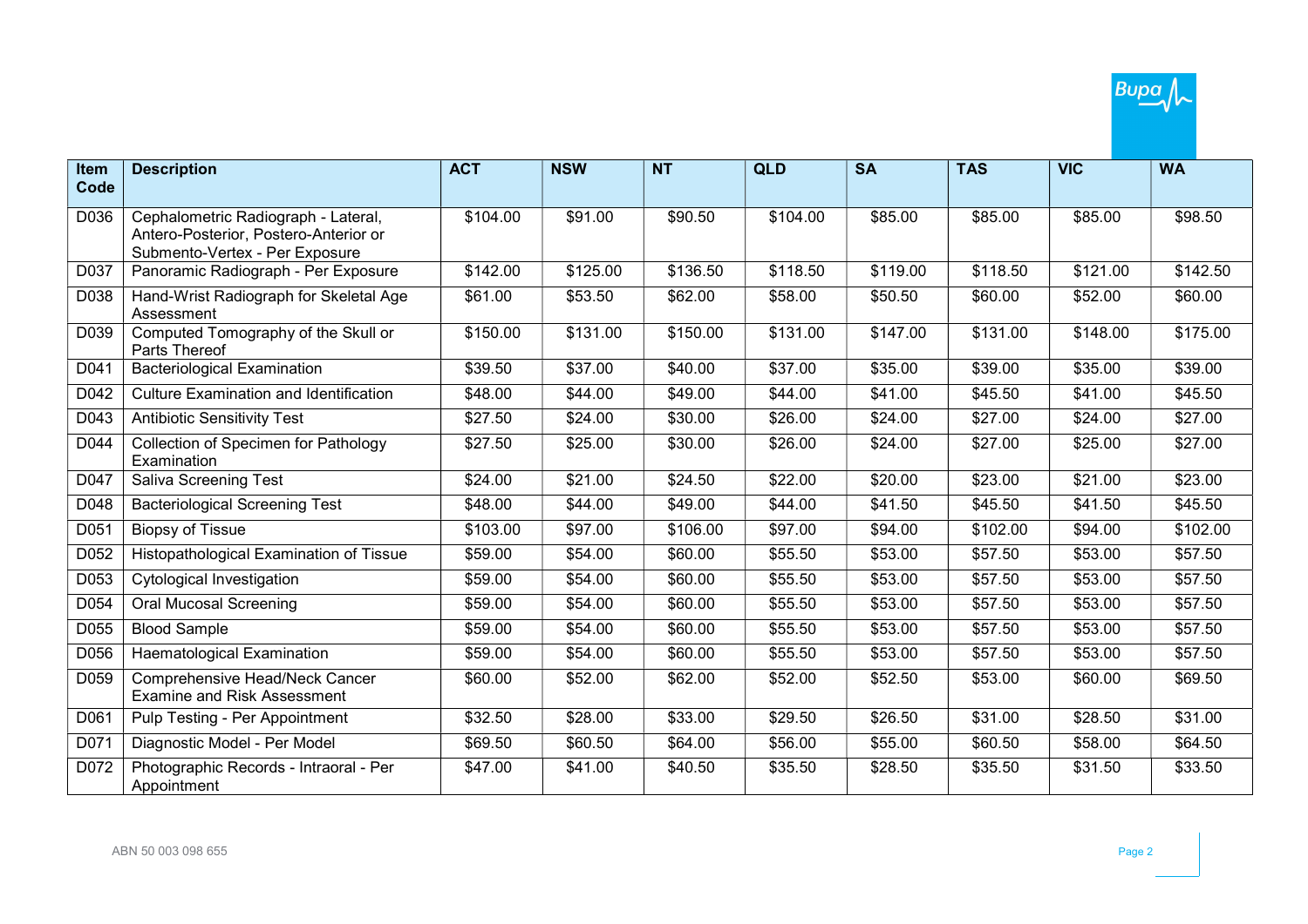| Item Code | Description | ACT | NSW | NT | QLD | SA | TAS | VIC | WA |
|---|---|---|---|---|---|---|---|---|---|
| D036 | Cephalometric Radiograph - Lateral, Antero-Posterior, Postero-Anterior or Submento-Vertex - Per Exposure | $104.00 | $91.00 | $90.50 | $104.00 | $85.00 | $85.00 | $85.00 | $98.50 |
| D037 | Panoramic Radiograph - Per Exposure | $142.00 | $125.00 | $136.50 | $118.50 | $119.00 | $118.50 | $121.00 | $142.50 |
| D038 | Hand-Wrist Radiograph for Skeletal Age Assessment | $61.00 | $53.50 | $62.00 | $58.00 | $50.50 | $60.00 | $52.00 | $60.00 |
| D039 | Computed Tomography of the Skull or Parts Thereof | $150.00 | $131.00 | $150.00 | $131.00 | $147.00 | $131.00 | $148.00 | $175.00 |
| D041 | Bacteriological Examination | $39.50 | $37.00 | $40.00 | $37.00 | $35.00 | $39.00 | $35.00 | $39.00 |
| D042 | Culture Examination and Identification | $48.00 | $44.00 | $49.00 | $44.00 | $41.00 | $45.50 | $41.00 | $45.50 |
| D043 | Antibiotic Sensitivity Test | $27.50 | $24.00 | $30.00 | $26.00 | $24.00 | $27.00 | $24.00 | $27.00 |
| D044 | Collection of Specimen for Pathology Examination | $27.50 | $25.00 | $30.00 | $26.00 | $24.00 | $27.00 | $25.00 | $27.00 |
| D047 | Saliva Screening Test | $24.00 | $21.00 | $24.50 | $22.00 | $20.00 | $23.00 | $21.00 | $23.00 |
| D048 | Bacteriological Screening Test | $48.00 | $44.00 | $49.00 | $44.00 | $41.50 | $45.50 | $41.50 | $45.50 |
| D051 | Biopsy of Tissue | $103.00 | $97.00 | $106.00 | $97.00 | $94.00 | $102.00 | $94.00 | $102.00 |
| D052 | Histopathological Examination of Tissue | $59.00 | $54.00 | $60.00 | $55.50 | $53.00 | $57.50 | $53.00 | $57.50 |
| D053 | Cytological Investigation | $59.00 | $54.00 | $60.00 | $55.50 | $53.00 | $57.50 | $53.00 | $57.50 |
| D054 | Oral Mucosal Screening | $59.00 | $54.00 | $60.00 | $55.50 | $53.00 | $57.50 | $53.00 | $57.50 |
| D055 | Blood Sample | $59.00 | $54.00 | $60.00 | $55.50 | $53.00 | $57.50 | $53.00 | $57.50 |
| D056 | Haematological Examination | $59.00 | $54.00 | $60.00 | $55.50 | $53.00 | $57.50 | $53.00 | $57.50 |
| D059 | Comprehensive Head/Neck Cancer Examine and Risk Assessment | $60.00 | $52.00 | $62.00 | $52.00 | $52.50 | $53.00 | $60.00 | $69.50 |
| D061 | Pulp Testing - Per Appointment | $32.50 | $28.00 | $33.00 | $29.50 | $26.50 | $31.00 | $28.50 | $31.00 |
| D071 | Diagnostic Model - Per Model | $69.50 | $60.50 | $64.00 | $56.00 | $55.00 | $60.50 | $58.00 | $64.50 |
| D072 | Photographic Records - Intraoral - Per Appointment | $47.00 | $41.00 | $40.50 | $35.50 | $28.50 | $35.50 | $31.50 | $33.50 |

ABN 50 003 098 655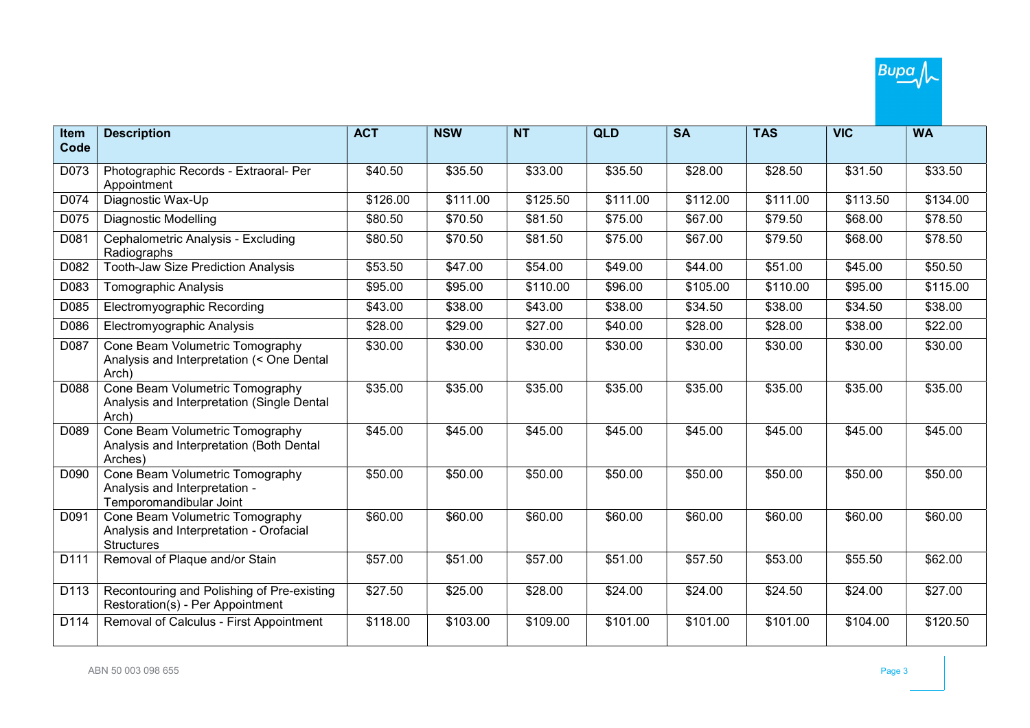| Item Code | Description | ACT | NSW | NT | QLD | SA | TAS | VIC | WA |
|---|---|---|---|---|---|---|---|---|---|
| D073 | Photographic Records - Extraoral- Per Appointment | $40.50 | $35.50 | $33.00 | $35.50 | $28.00 | $28.50 | $31.50 | $33.50 |
| D074 | Diagnostic Wax-Up | $126.00 | $111.00 | $125.50 | $111.00 | $112.00 | $111.00 | $113.50 | $134.00 |
| D075 | Diagnostic Modelling | $80.50 | $70.50 | $81.50 | $75.00 | $67.00 | $79.50 | $68.00 | $78.50 |
| D081 | Cephalometric Analysis - Excluding Radiographs | $80.50 | $70.50 | $81.50 | $75.00 | $67.00 | $79.50 | $68.00 | $78.50 |
| D082 | Tooth-Jaw Size Prediction Analysis | $53.50 | $47.00 | $54.00 | $49.00 | $44.00 | $51.00 | $45.00 | $50.50 |
| D083 | Tomographic Analysis | $95.00 | $95.00 | $110.00 | $96.00 | $105.00 | $110.00 | $95.00 | $115.00 |
| D085 | Electromyographic Recording | $43.00 | $38.00 | $43.00 | $38.00 | $34.50 | $38.00 | $34.50 | $38.00 |
| D086 | Electromyographic Analysis | $28.00 | $29.00 | $27.00 | $40.00 | $28.00 | $28.00 | $38.00 | $22.00 |
| D087 | Cone Beam Volumetric Tomography Analysis and Interpretation (< One Dental Arch) | $30.00 | $30.00 | $30.00 | $30.00 | $30.00 | $30.00 | $30.00 | $30.00 |
| D088 | Cone Beam Volumetric Tomography Analysis and Interpretation (Single Dental Arch) | $35.00 | $35.00 | $35.00 | $35.00 | $35.00 | $35.00 | $35.00 | $35.00 |
| D089 | Cone Beam Volumetric Tomography Analysis and Interpretation (Both Dental Arches) | $45.00 | $45.00 | $45.00 | $45.00 | $45.00 | $45.00 | $45.00 | $45.00 |
| D090 | Cone Beam Volumetric Tomography Analysis and Interpretation - Temporomandibular Joint | $50.00 | $50.00 | $50.00 | $50.00 | $50.00 | $50.00 | $50.00 | $50.00 |
| D091 | Cone Beam Volumetric Tomography Analysis and Interpretation - Orofacial Structures | $60.00 | $60.00 | $60.00 | $60.00 | $60.00 | $60.00 | $60.00 | $60.00 |
| D111 | Removal of Plaque and/or Stain | $57.00 | $51.00 | $57.00 | $51.00 | $57.50 | $53.00 | $55.50 | $62.00 |
| D113 | Recontouring and Polishing of Pre-existing Restoration(s) - Per Appointment | $27.50 | $25.00 | $28.00 | $24.00 | $24.00 | $24.50 | $24.00 | $27.00 |
| D114 | Removal of Calculus - First Appointment | $118.00 | $103.00 | $109.00 | $101.00 | $101.00 | $101.00 | $104.00 | $120.50 |

ABN 50 003 098 655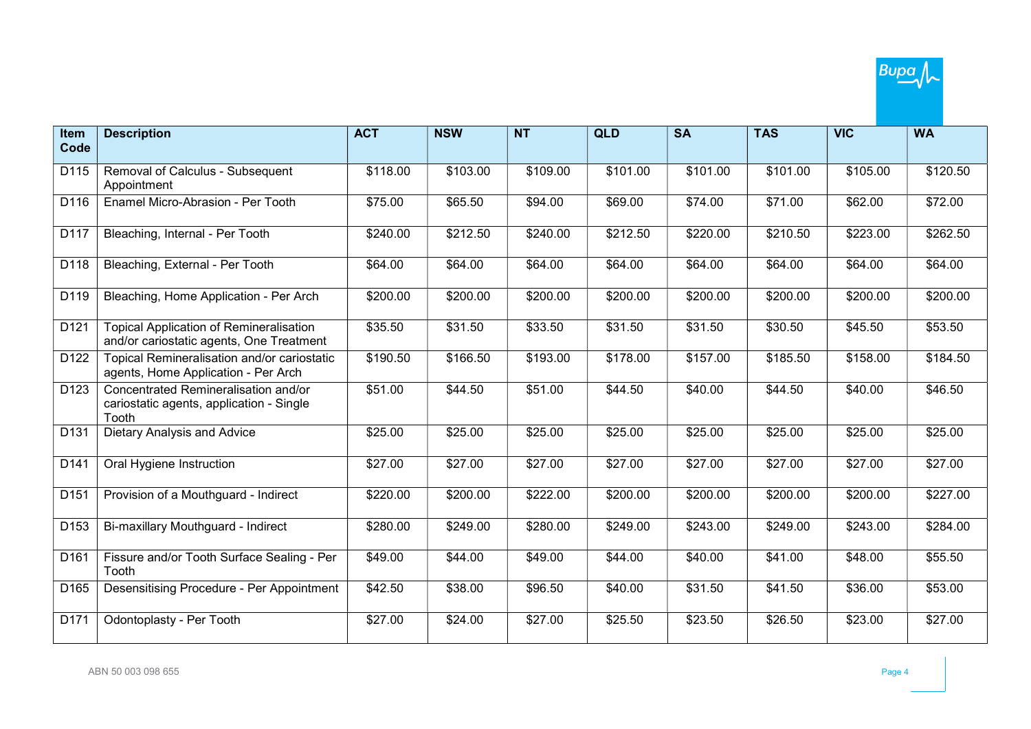| Item Code | Description | ACT | NSW | NT | QLD | SA | TAS | VIC | WA |
|---|---|---|---|---|---|---|---|---|---|
| D115 | Removal of Calculus - Subsequent Appointment | $118.00 | $103.00 | $109.00 | $101.00 | $101.00 | $101.00 | $105.00 | $120.50 |
| D116 | Enamel Micro-Abrasion - Per Tooth | $75.00 | $65.50 | $94.00 | $69.00 | $74.00 | $71.00 | $62.00 | $72.00 |
| D117 | Bleaching, Internal - Per Tooth | $240.00 | $212.50 | $240.00 | $212.50 | $220.00 | $210.50 | $223.00 | $262.50 |
| D118 | Bleaching, External - Per Tooth | $64.00 | $64.00 | $64.00 | $64.00 | $64.00 | $64.00 | $64.00 | $64.00 |
| D119 | Bleaching, Home Application - Per Arch | $200.00 | $200.00 | $200.00 | $200.00 | $200.00 | $200.00 | $200.00 | $200.00 |
| D121 | Topical Application of Remineralisation and/or cariostatic agents, One Treatment | $35.50 | $31.50 | $33.50 | $31.50 | $31.50 | $30.50 | $45.50 | $53.50 |
| D122 | Topical Remineralisation and/or cariostatic agents, Home Application - Per Arch | $190.50 | $166.50 | $193.00 | $178.00 | $157.00 | $185.50 | $158.00 | $184.50 |
| D123 | Concentrated Remineralisation and/or cariostatic agents, application - Single Tooth | $51.00 | $44.50 | $51.00 | $44.50 | $40.00 | $44.50 | $40.00 | $46.50 |
| D131 | Dietary Analysis and Advice | $25.00 | $25.00 | $25.00 | $25.00 | $25.00 | $25.00 | $25.00 | $25.00 |
| D141 | Oral Hygiene Instruction | $27.00 | $27.00 | $27.00 | $27.00 | $27.00 | $27.00 | $27.00 | $27.00 |
| D151 | Provision of a Mouthguard - Indirect | $220.00 | $200.00 | $222.00 | $200.00 | $200.00 | $200.00 | $200.00 | $227.00 |
| D153 | Bi-maxillary Mouthguard - Indirect | $280.00 | $249.00 | $280.00 | $249.00 | $243.00 | $249.00 | $243.00 | $284.00 |
| D161 | Fissure and/or Tooth Surface Sealing - Per Tooth | $49.00 | $44.00 | $49.00 | $44.00 | $40.00 | $41.00 | $48.00 | $55.50 |
| D165 | Desensitising Procedure - Per Appointment | $42.50 | $38.00 | $96.50 | $40.00 | $31.50 | $41.50 | $36.00 | $53.00 |
| D171 | Odontoplasty - Per Tooth | $27.00 | $24.00 | $27.00 | $25.50 | $23.50 | $26.50 | $23.00 | $27.00 |

ABN 50 003 098 655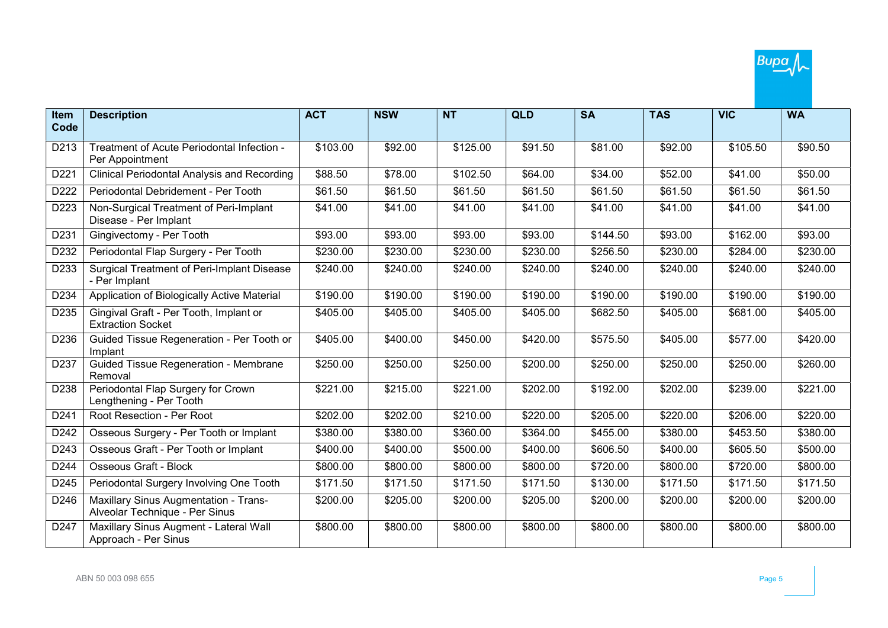| Item Code | Description | ACT | NSW | NT | QLD | SA | TAS | VIC | WA |
|---|---|---|---|---|---|---|---|---|---|
| D213 | Treatment of Acute Periodontal Infection - Per Appointment | $103.00 | $92.00 | $125.00 | $91.50 | $81.00 | $92.00 | $105.50 | $90.50 |
| D221 | Clinical Periodontal Analysis and Recording | $88.50 | $78.00 | $102.50 | $64.00 | $34.00 | $52.00 | $41.00 | $50.00 |
| D222 | Periodontal Debridement - Per Tooth | $61.50 | $61.50 | $61.50 | $61.50 | $61.50 | $61.50 | $61.50 | $61.50 |
| D223 | Non-Surgical Treatment of Peri-Implant Disease - Per Implant | $41.00 | $41.00 | $41.00 | $41.00 | $41.00 | $41.00 | $41.00 | $41.00 |
| D231 | Gingivectomy - Per Tooth | $93.00 | $93.00 | $93.00 | $93.00 | $144.50 | $93.00 | $162.00 | $93.00 |
| D232 | Periodontal Flap Surgery - Per Tooth | $230.00 | $230.00 | $230.00 | $230.00 | $256.50 | $230.00 | $284.00 | $230.00 |
| D233 | Surgical Treatment of Peri-Implant Disease - Per Implant | $240.00 | $240.00 | $240.00 | $240.00 | $240.00 | $240.00 | $240.00 | $240.00 |
| D234 | Application of Biologically Active Material | $190.00 | $190.00 | $190.00 | $190.00 | $190.00 | $190.00 | $190.00 | $190.00 |
| D235 | Gingival Graft - Per Tooth, Implant or Extraction Socket | $405.00 | $405.00 | $405.00 | $405.00 | $682.50 | $405.00 | $681.00 | $405.00 |
| D236 | Guided Tissue Regeneration - Per Tooth or Implant | $405.00 | $400.00 | $450.00 | $420.00 | $575.50 | $405.00 | $577.00 | $420.00 |
| D237 | Guided Tissue Regeneration - Membrane Removal | $250.00 | $250.00 | $250.00 | $200.00 | $250.00 | $250.00 | $250.00 | $260.00 |
| D238 | Periodontal Flap Surgery for Crown Lengthening - Per Tooth | $221.00 | $215.00 | $221.00 | $202.00 | $192.00 | $202.00 | $239.00 | $221.00 |
| D241 | Root Resection - Per Root | $202.00 | $202.00 | $210.00 | $220.00 | $205.00 | $220.00 | $206.00 | $220.00 |
| D242 | Osseous Surgery - Per Tooth or Implant | $380.00 | $380.00 | $360.00 | $364.00 | $455.00 | $380.00 | $453.50 | $380.00 |
| D243 | Osseous Graft - Per Tooth or Implant | $400.00 | $400.00 | $500.00 | $400.00 | $606.50 | $400.00 | $605.50 | $500.00 |
| D244 | Osseous Graft - Block | $800.00 | $800.00 | $800.00 | $800.00 | $720.00 | $800.00 | $720.00 | $800.00 |
| D245 | Periodontal Surgery Involving One Tooth | $171.50 | $171.50 | $171.50 | $171.50 | $130.00 | $171.50 | $171.50 | $171.50 |
| D246 | Maxillary Sinus Augmentation - Trans-Alveolar Technique - Per Sinus | $200.00 | $205.00 | $200.00 | $205.00 | $200.00 | $200.00 | $200.00 | $200.00 |
| D247 | Maxillary Sinus Augment - Lateral Wall Approach - Per Sinus | $800.00 | $800.00 | $800.00 | $800.00 | $800.00 | $800.00 | $800.00 | $800.00 |

ABN 50 003 098 655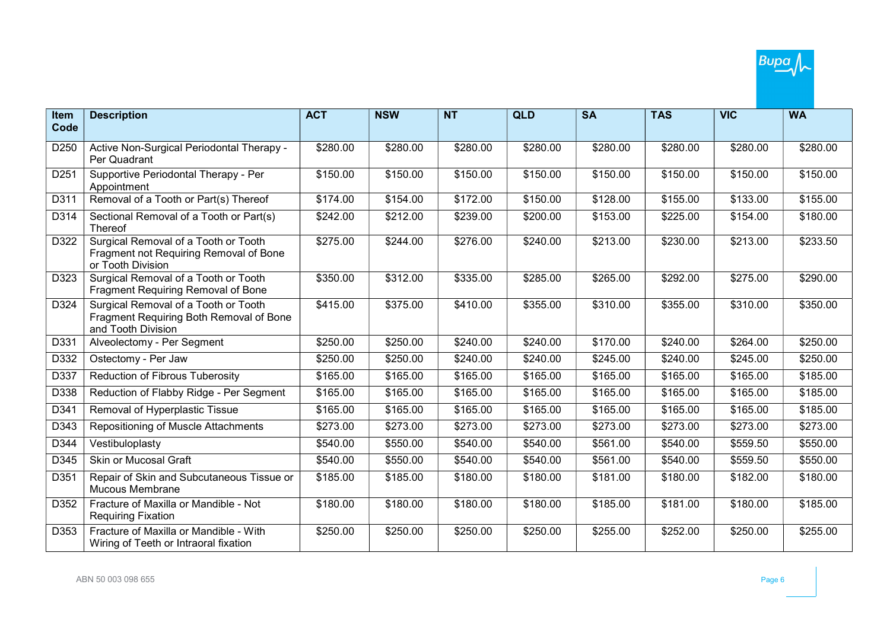| Item Code | Description | ACT | NSW | NT | QLD | SA | TAS | VIC | WA |
|---|---|---|---|---|---|---|---|---|---|
| D250 | Active Non-Surgical Periodontal Therapy - Per Quadrant | $280.00 | $280.00 | $280.00 | $280.00 | $280.00 | $280.00 | $280.00 | $280.00 |
| D251 | Supportive Periodontal Therapy - Per Appointment | $150.00 | $150.00 | $150.00 | $150.00 | $150.00 | $150.00 | $150.00 | $150.00 |
| D311 | Removal of a Tooth or Part(s) Thereof | $174.00 | $154.00 | $172.00 | $150.00 | $128.00 | $155.00 | $133.00 | $155.00 |
| D314 | Sectional Removal of a Tooth or Part(s) Thereof | $242.00 | $212.00 | $239.00 | $200.00 | $153.00 | $225.00 | $154.00 | $180.00 |
| D322 | Surgical Removal of a Tooth or Tooth Fragment not Requiring Removal of Bone or Tooth Division | $275.00 | $244.00 | $276.00 | $240.00 | $213.00 | $230.00 | $213.00 | $233.50 |
| D323 | Surgical Removal of a Tooth or Tooth Fragment Requiring Removal of Bone | $350.00 | $312.00 | $335.00 | $285.00 | $265.00 | $292.00 | $275.00 | $290.00 |
| D324 | Surgical Removal of a Tooth or Tooth Fragment Requiring Both Removal of Bone and Tooth Division | $415.00 | $375.00 | $410.00 | $355.00 | $310.00 | $355.00 | $310.00 | $350.00 |
| D331 | Alveolectomy - Per Segment | $250.00 | $250.00 | $240.00 | $240.00 | $170.00 | $240.00 | $264.00 | $250.00 |
| D332 | Ostectomy - Per Jaw | $250.00 | $250.00 | $240.00 | $240.00 | $245.00 | $240.00 | $245.00 | $250.00 |
| D337 | Reduction of Fibrous Tuberosity | $165.00 | $165.00 | $165.00 | $165.00 | $165.00 | $165.00 | $165.00 | $185.00 |
| D338 | Reduction of Flabby Ridge - Per Segment | $165.00 | $165.00 | $165.00 | $165.00 | $165.00 | $165.00 | $165.00 | $185.00 |
| D341 | Removal of Hyperplastic Tissue | $165.00 | $165.00 | $165.00 | $165.00 | $165.00 | $165.00 | $165.00 | $185.00 |
| D343 | Repositioning of Muscle Attachments | $273.00 | $273.00 | $273.00 | $273.00 | $273.00 | $273.00 | $273.00 | $273.00 |
| D344 | Vestibuloplasty | $540.00 | $550.00 | $540.00 | $540.00 | $561.00 | $540.00 | $559.50 | $550.00 |
| D345 | Skin or Mucosal Graft | $540.00 | $550.00 | $540.00 | $540.00 | $561.00 | $540.00 | $559.50 | $550.00 |
| D351 | Repair of Skin and Subcutaneous Tissue or Mucous Membrane | $185.00 | $185.00 | $180.00 | $180.00 | $181.00 | $180.00 | $182.00 | $180.00 |
| D352 | Fracture of Maxilla or Mandible - Not Requiring Fixation | $180.00 | $180.00 | $180.00 | $180.00 | $185.00 | $181.00 | $180.00 | $185.00 |
| D353 | Fracture of Maxilla or Mandible - With Wiring of Teeth or Intraoral fixation | $250.00 | $250.00 | $250.00 | $250.00 | $255.00 | $252.00 | $250.00 | $255.00 |

ABN 50 003 098 655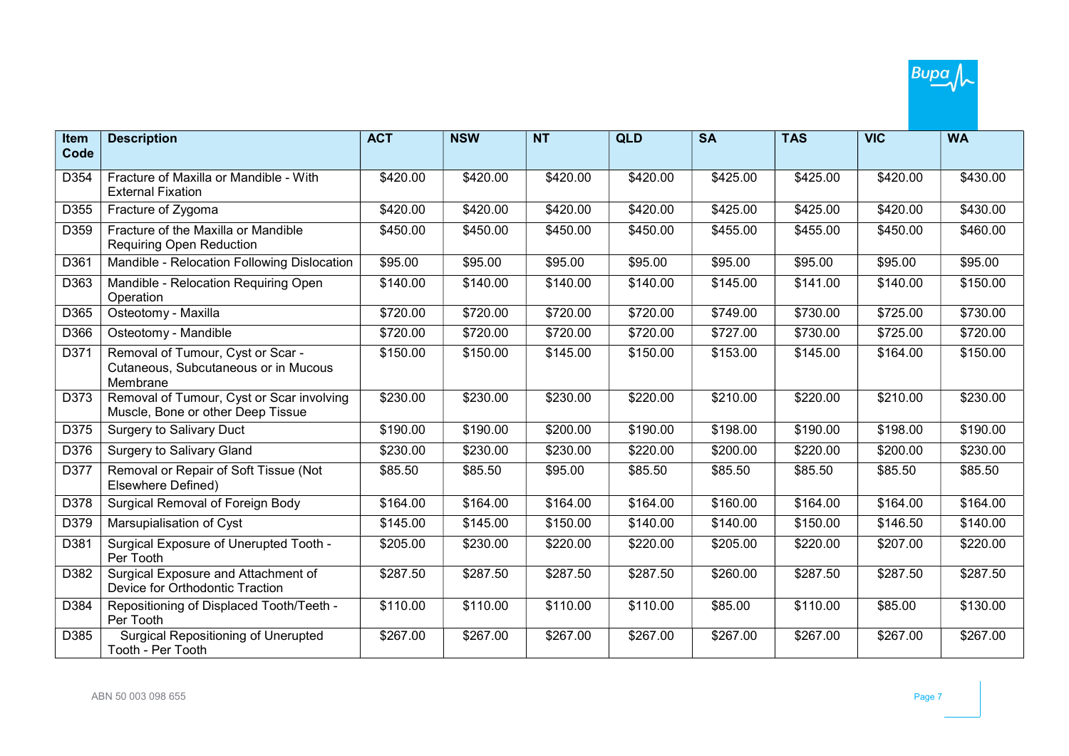| Item Code | Description | ACT | NSW | NT | QLD | SA | TAS | VIC | WA |
|---|---|---|---|---|---|---|---|---|---|
| D354 | Fracture of Maxilla or Mandible - With External Fixation | $420.00 | $420.00 | $420.00 | $420.00 | $425.00 | $425.00 | $420.00 | $430.00 |
| D355 | Fracture of Zygoma | $420.00 | $420.00 | $420.00 | $420.00 | $425.00 | $425.00 | $420.00 | $430.00 |
| D359 | Fracture of the Maxilla or Mandible Requiring Open Reduction | $450.00 | $450.00 | $450.00 | $450.00 | $455.00 | $455.00 | $450.00 | $460.00 |
| D361 | Mandible - Relocation Following Dislocation | $95.00 | $95.00 | $95.00 | $95.00 | $95.00 | $95.00 | $95.00 | $95.00 |
| D363 | Mandible - Relocation Requiring Open Operation | $140.00 | $140.00 | $140.00 | $140.00 | $145.00 | $141.00 | $140.00 | $150.00 |
| D365 | Osteotomy - Maxilla | $720.00 | $720.00 | $720.00 | $720.00 | $749.00 | $730.00 | $725.00 | $730.00 |
| D366 | Osteotomy - Mandible | $720.00 | $720.00 | $720.00 | $720.00 | $727.00 | $730.00 | $725.00 | $720.00 |
| D371 | Removal of Tumour, Cyst or Scar - Cutaneous, Subcutaneous or in Mucous Membrane | $150.00 | $150.00 | $145.00 | $150.00 | $153.00 | $145.00 | $164.00 | $150.00 |
| D373 | Removal of Tumour, Cyst or Scar involving Muscle, Bone or other Deep Tissue | $230.00 | $230.00 | $230.00 | $220.00 | $210.00 | $220.00 | $210.00 | $230.00 |
| D375 | Surgery to Salivary Duct | $190.00 | $190.00 | $200.00 | $190.00 | $198.00 | $190.00 | $198.00 | $190.00 |
| D376 | Surgery to Salivary Gland | $230.00 | $230.00 | $230.00 | $220.00 | $200.00 | $220.00 | $200.00 | $230.00 |
| D377 | Removal or Repair of Soft Tissue (Not Elsewhere Defined) | $85.50 | $85.50 | $95.00 | $85.50 | $85.50 | $85.50 | $85.50 | $85.50 |
| D378 | Surgical Removal of Foreign Body | $164.00 | $164.00 | $164.00 | $164.00 | $160.00 | $164.00 | $164.00 | $164.00 |
| D379 | Marsupialisation of Cyst | $145.00 | $145.00 | $150.00 | $140.00 | $140.00 | $150.00 | $146.50 | $140.00 |
| D381 | Surgical Exposure of Unerupted Tooth - Per Tooth | $205.00 | $230.00 | $220.00 | $220.00 | $205.00 | $220.00 | $207.00 | $220.00 |
| D382 | Surgical Exposure and Attachment of Device for Orthodontic Traction | $287.50 | $287.50 | $287.50 | $287.50 | $260.00 | $287.50 | $287.50 | $287.50 |
| D384 | Repositioning of Displaced Tooth/Teeth - Per Tooth | $110.00 | $110.00 | $110.00 | $110.00 | $85.00 | $110.00 | $85.00 | $130.00 |
| D385 | Surgical Repositioning of Unerupted Tooth - Per Tooth | $267.00 | $267.00 | $267.00 | $267.00 | $267.00 | $267.00 | $267.00 | $267.00 |

ABN 50 003 098 655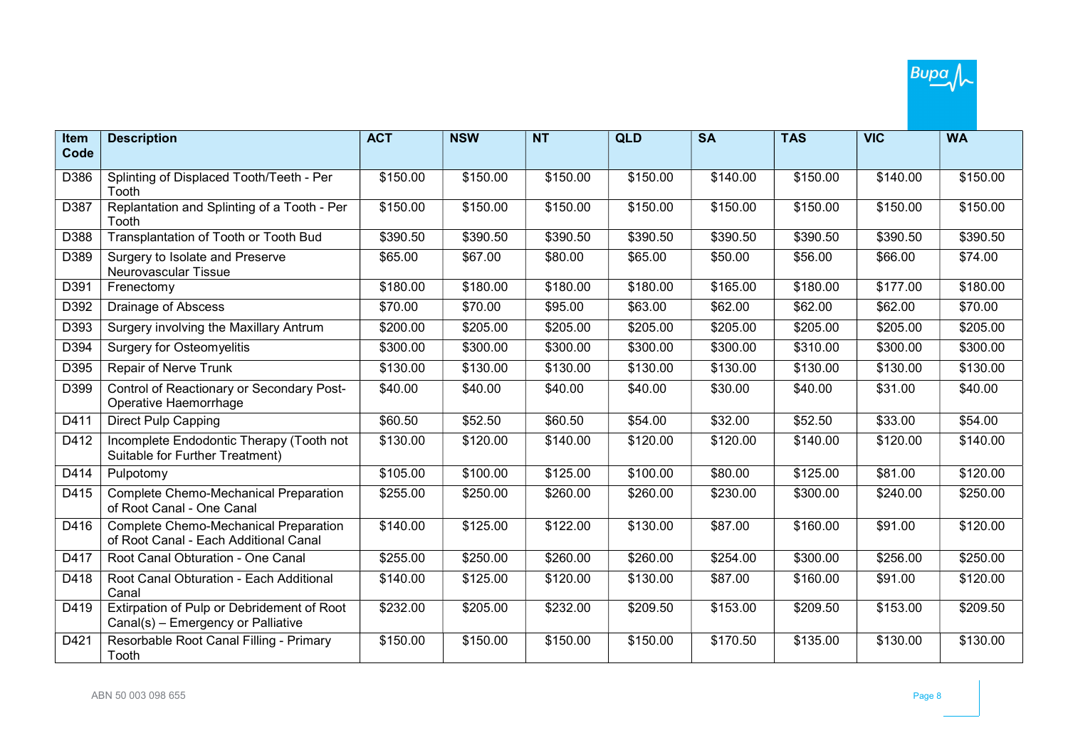| Item Code | Description | ACT | NSW | NT | QLD | SA | TAS | VIC | WA |
|---|---|---|---|---|---|---|---|---|---|
| D386 | Splinting of Displaced Tooth/Teeth - Per Tooth | $150.00 | $150.00 | $150.00 | $150.00 | $140.00 | $150.00 | $140.00 | $150.00 |
| D387 | Replantation and Splinting of a Tooth - Per Tooth | $150.00 | $150.00 | $150.00 | $150.00 | $150.00 | $150.00 | $150.00 | $150.00 |
| D388 | Transplantation of Tooth or Tooth Bud | $390.50 | $390.50 | $390.50 | $390.50 | $390.50 | $390.50 | $390.50 | $390.50 |
| D389 | Surgery to Isolate and Preserve Neurovascular Tissue | $65.00 | $67.00 | $80.00 | $65.00 | $50.00 | $56.00 | $66.00 | $74.00 |
| D391 | Frenectomy | $180.00 | $180.00 | $180.00 | $180.00 | $165.00 | $180.00 | $177.00 | $180.00 |
| D392 | Drainage of Abscess | $70.00 | $70.00 | $95.00 | $63.00 | $62.00 | $62.00 | $62.00 | $70.00 |
| D393 | Surgery involving the Maxillary Antrum | $200.00 | $205.00 | $205.00 | $205.00 | $205.00 | $205.00 | $205.00 | $205.00 |
| D394 | Surgery for Osteomyelitis | $300.00 | $300.00 | $300.00 | $300.00 | $300.00 | $310.00 | $300.00 | $300.00 |
| D395 | Repair of Nerve Trunk | $130.00 | $130.00 | $130.00 | $130.00 | $130.00 | $130.00 | $130.00 | $130.00 |
| D399 | Control of Reactionary or Secondary Post-Operative Haemorrhage | $40.00 | $40.00 | $40.00 | $40.00 | $30.00 | $40.00 | $31.00 | $40.00 |
| D411 | Direct Pulp Capping | $60.50 | $52.50 | $60.50 | $54.00 | $32.00 | $52.50 | $33.00 | $54.00 |
| D412 | Incomplete Endodontic Therapy (Tooth not Suitable for Further Treatment) | $130.00 | $120.00 | $140.00 | $120.00 | $120.00 | $140.00 | $120.00 | $140.00 |
| D414 | Pulpotomy | $105.00 | $100.00 | $125.00 | $100.00 | $80.00 | $125.00 | $81.00 | $120.00 |
| D415 | Complete Chemo-Mechanical Preparation of Root Canal - One Canal | $255.00 | $250.00 | $260.00 | $260.00 | $230.00 | $300.00 | $240.00 | $250.00 |
| D416 | Complete Chemo-Mechanical Preparation of Root Canal - Each Additional Canal | $140.00 | $125.00 | $122.00 | $130.00 | $87.00 | $160.00 | $91.00 | $120.00 |
| D417 | Root Canal Obturation - One Canal | $255.00 | $250.00 | $260.00 | $260.00 | $254.00 | $300.00 | $256.00 | $250.00 |
| D418 | Root Canal Obturation - Each Additional Canal | $140.00 | $125.00 | $120.00 | $130.00 | $87.00 | $160.00 | $91.00 | $120.00 |
| D419 | Extirpation of Pulp or Debridement of Root Canal(s) – Emergency or Palliative | $232.00 | $205.00 | $232.00 | $209.50 | $153.00 | $209.50 | $153.00 | $209.50 |
| D421 | Resorbable Root Canal Filling - Primary Tooth | $150.00 | $150.00 | $150.00 | $150.00 | $170.50 | $135.00 | $130.00 | $130.00 |

ABN 50 003 098 655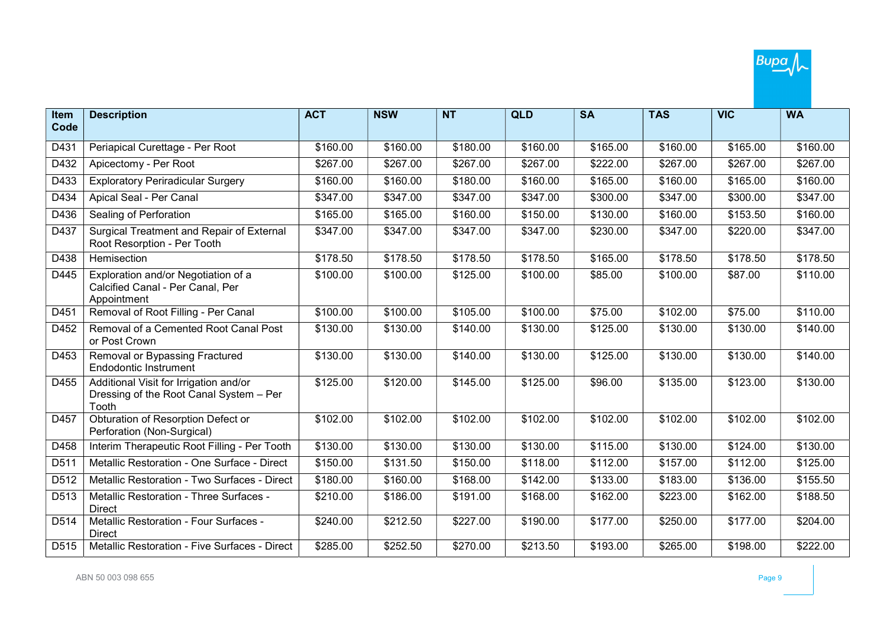| Item Code | Description | ACT | NSW | NT | QLD | SA | TAS | VIC | WA |
|---|---|---|---|---|---|---|---|---|---|
| D431 | Periapical Curettage - Per Root | $160.00 | $160.00 | $180.00 | $160.00 | $165.00 | $160.00 | $165.00 | $160.00 |
| D432 | Apicectomy - Per Root | $267.00 | $267.00 | $267.00 | $267.00 | $222.00 | $267.00 | $267.00 | $267.00 |
| D433 | Exploratory Periradicular Surgery | $160.00 | $160.00 | $180.00 | $160.00 | $165.00 | $160.00 | $165.00 | $160.00 |
| D434 | Apical Seal - Per Canal | $347.00 | $347.00 | $347.00 | $347.00 | $300.00 | $347.00 | $300.00 | $347.00 |
| D436 | Sealing of Perforation | $165.00 | $165.00 | $160.00 | $150.00 | $130.00 | $160.00 | $153.50 | $160.00 |
| D437 | Surgical Treatment and Repair of External Root Resorption - Per Tooth | $347.00 | $347.00 | $347.00 | $347.00 | $230.00 | $347.00 | $220.00 | $347.00 |
| D438 | Hemisection | $178.50 | $178.50 | $178.50 | $178.50 | $165.00 | $178.50 | $178.50 | $178.50 |
| D445 | Exploration and/or Negotiation of a Calcified Canal - Per Canal, Per Appointment | $100.00 | $100.00 | $125.00 | $100.00 | $85.00 | $100.00 | $87.00 | $110.00 |
| D451 | Removal of Root Filling - Per Canal | $100.00 | $100.00 | $105.00 | $100.00 | $75.00 | $102.00 | $75.00 | $110.00 |
| D452 | Removal of a Cemented Root Canal Post or Post Crown | $130.00 | $130.00 | $140.00 | $130.00 | $125.00 | $130.00 | $130.00 | $140.00 |
| D453 | Removal or Bypassing Fractured Endodontic Instrument | $130.00 | $130.00 | $140.00 | $130.00 | $125.00 | $130.00 | $130.00 | $140.00 |
| D455 | Additional Visit for Irrigation and/or Dressing of the Root Canal System – Per Tooth | $125.00 | $120.00 | $145.00 | $125.00 | $96.00 | $135.00 | $123.00 | $130.00 |
| D457 | Obturation of Resorption Defect or Perforation (Non-Surgical) | $102.00 | $102.00 | $102.00 | $102.00 | $102.00 | $102.00 | $102.00 | $102.00 |
| D458 | Interim Therapeutic Root Filling - Per Tooth | $130.00 | $130.00 | $130.00 | $130.00 | $115.00 | $130.00 | $124.00 | $130.00 |
| D511 | Metallic Restoration - One Surface - Direct | $150.00 | $131.50 | $150.00 | $118.00 | $112.00 | $157.00 | $112.00 | $125.00 |
| D512 | Metallic Restoration - Two Surfaces - Direct | $180.00 | $160.00 | $168.00 | $142.00 | $133.00 | $183.00 | $136.00 | $155.50 |
| D513 | Metallic Restoration - Three Surfaces - Direct | $210.00 | $186.00 | $191.00 | $168.00 | $162.00 | $223.00 | $162.00 | $188.50 |
| D514 | Metallic Restoration - Four Surfaces - Direct | $240.00 | $212.50 | $227.00 | $190.00 | $177.00 | $250.00 | $177.00 | $204.00 |
| D515 | Metallic Restoration - Five Surfaces - Direct | $285.00 | $252.50 | $270.00 | $213.50 | $193.00 | $265.00 | $198.00 | $222.00 |

ABN 50 003 098 655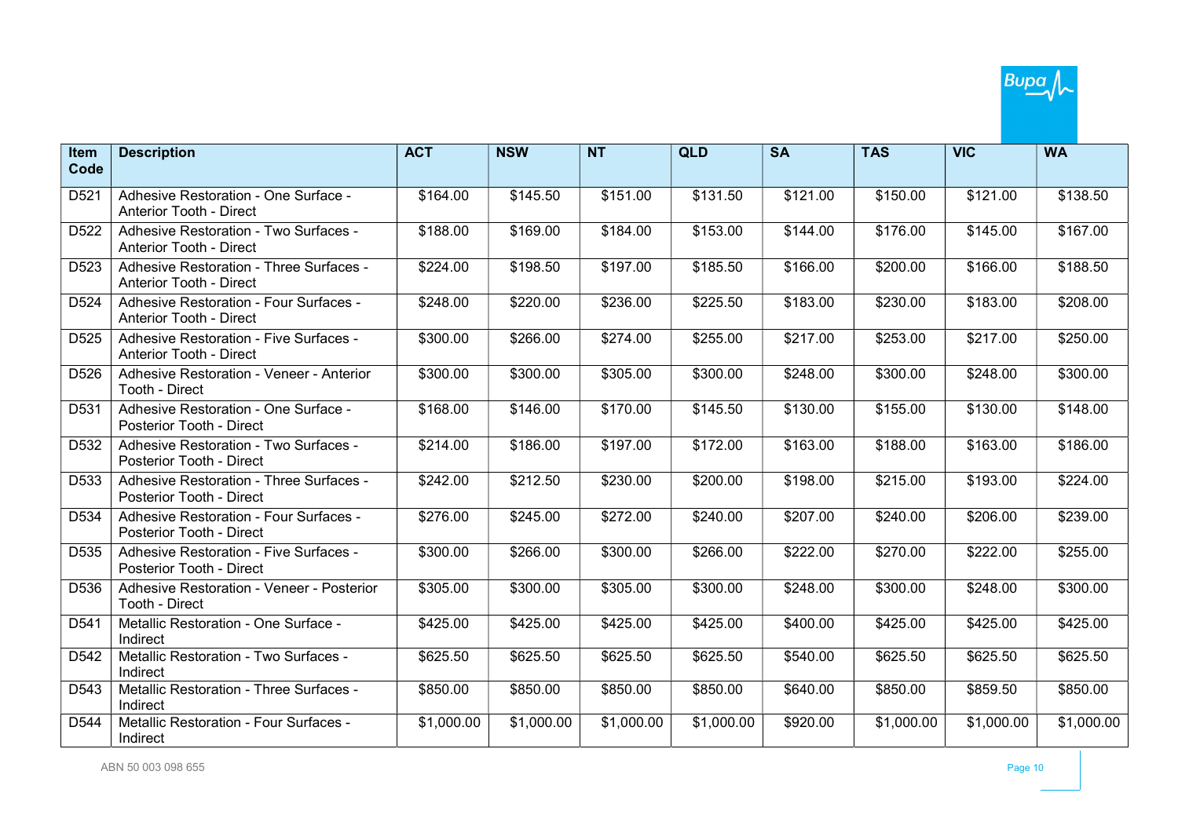| Item Code | Description | ACT | NSW | NT | QLD | SA | TAS | VIC | WA |
|---|---|---|---|---|---|---|---|---|---|
| D521 | Adhesive Restoration - One Surface - Anterior Tooth - Direct | $164.00 | $145.50 | $151.00 | $131.50 | $121.00 | $150.00 | $121.00 | $138.50 |
| D522 | Adhesive Restoration - Two Surfaces - Anterior Tooth - Direct | $188.00 | $169.00 | $184.00 | $153.00 | $144.00 | $176.00 | $145.00 | $167.00 |
| D523 | Adhesive Restoration - Three Surfaces - Anterior Tooth - Direct | $224.00 | $198.50 | $197.00 | $185.50 | $166.00 | $200.00 | $166.00 | $188.50 |
| D524 | Adhesive Restoration - Four Surfaces - Anterior Tooth - Direct | $248.00 | $220.00 | $236.00 | $225.50 | $183.00 | $230.00 | $183.00 | $208.00 |
| D525 | Adhesive Restoration - Five Surfaces - Anterior Tooth - Direct | $300.00 | $266.00 | $274.00 | $255.00 | $217.00 | $253.00 | $217.00 | $250.00 |
| D526 | Adhesive Restoration - Veneer - Anterior Tooth - Direct | $300.00 | $300.00 | $305.00 | $300.00 | $248.00 | $300.00 | $248.00 | $300.00 |
| D531 | Adhesive Restoration - One Surface - Posterior Tooth - Direct | $168.00 | $146.00 | $170.00 | $145.50 | $130.00 | $155.00 | $130.00 | $148.00 |
| D532 | Adhesive Restoration - Two Surfaces - Posterior Tooth - Direct | $214.00 | $186.00 | $197.00 | $172.00 | $163.00 | $188.00 | $163.00 | $186.00 |
| D533 | Adhesive Restoration - Three Surfaces - Posterior Tooth - Direct | $242.00 | $212.50 | $230.00 | $200.00 | $198.00 | $215.00 | $193.00 | $224.00 |
| D534 | Adhesive Restoration - Four Surfaces - Posterior Tooth - Direct | $276.00 | $245.00 | $272.00 | $240.00 | $207.00 | $240.00 | $206.00 | $239.00 |
| D535 | Adhesive Restoration - Five Surfaces - Posterior Tooth - Direct | $300.00 | $266.00 | $300.00 | $266.00 | $222.00 | $270.00 | $222.00 | $255.00 |
| D536 | Adhesive Restoration - Veneer - Posterior Tooth - Direct | $305.00 | $300.00 | $305.00 | $300.00 | $248.00 | $300.00 | $248.00 | $300.00 |
| D541 | Metallic Restoration - One Surface - Indirect | $425.00 | $425.00 | $425.00 | $425.00 | $400.00 | $425.00 | $425.00 | $425.00 |
| D542 | Metallic Restoration - Two Surfaces - Indirect | $625.50 | $625.50 | $625.50 | $625.50 | $540.00 | $625.50 | $625.50 | $625.50 |
| D543 | Metallic Restoration - Three Surfaces - Indirect | $850.00 | $850.00 | $850.00 | $850.00 | $640.00 | $850.00 | $859.50 | $850.00 |
| D544 | Metallic Restoration - Four Surfaces - Indirect | $1,000.00 | $1,000.00 | $1,000.00 | $1,000.00 | $920.00 | $1,000.00 | $1,000.00 | $1,000.00 |

ABN 50 003 098 655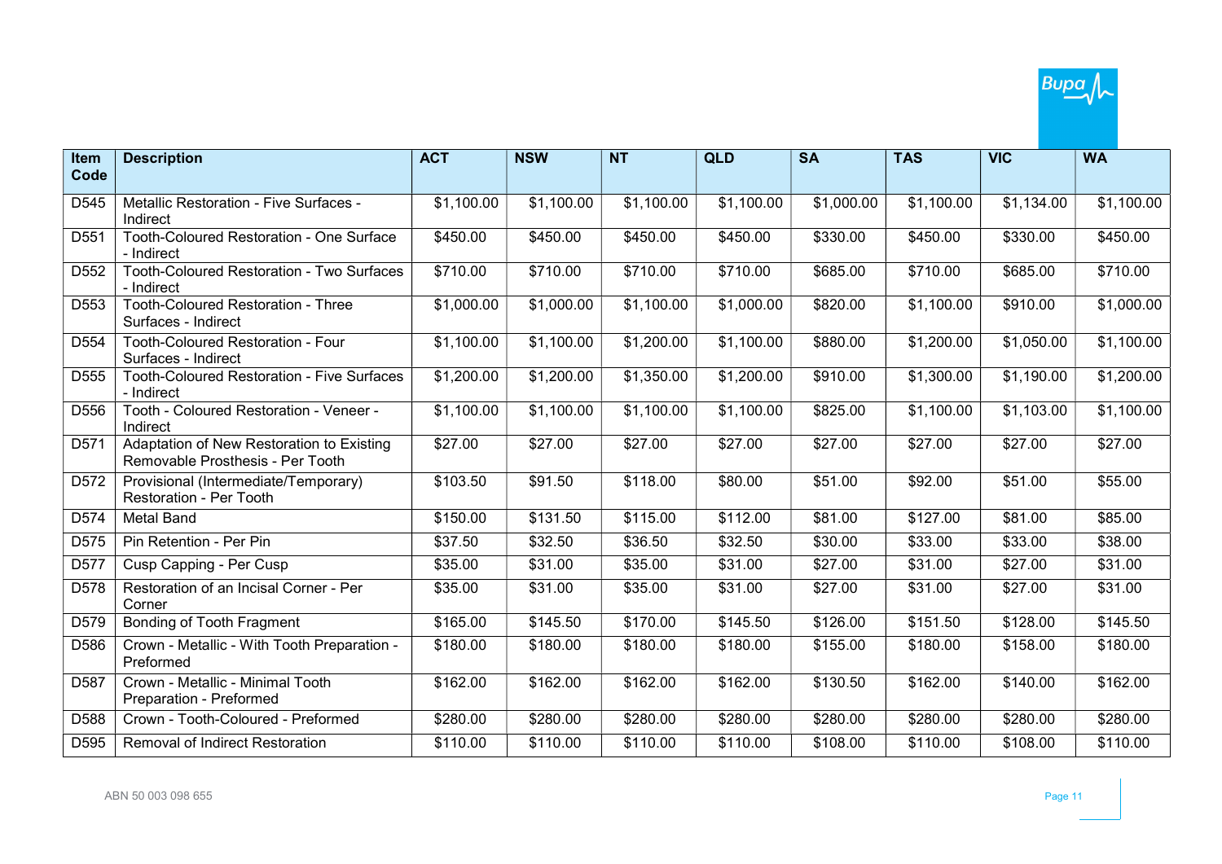| Item Code | Description | ACT | NSW | NT | QLD | SA | TAS | VIC | WA |
|---|---|---|---|---|---|---|---|---|---|
| D545 | Metallic Restoration - Five Surfaces - Indirect | $1,100.00 | $1,100.00 | $1,100.00 | $1,100.00 | $1,000.00 | $1,100.00 | $1,134.00 | $1,100.00 |
| D551 | Tooth-Coloured Restoration - One Surface - Indirect | $450.00 | $450.00 | $450.00 | $450.00 | $330.00 | $450.00 | $330.00 | $450.00 |
| D552 | Tooth-Coloured Restoration - Two Surfaces - Indirect | $710.00 | $710.00 | $710.00 | $710.00 | $685.00 | $710.00 | $685.00 | $710.00 |
| D553 | Tooth-Coloured Restoration - Three Surfaces - Indirect | $1,000.00 | $1,000.00 | $1,100.00 | $1,000.00 | $820.00 | $1,100.00 | $910.00 | $1,000.00 |
| D554 | Tooth-Coloured Restoration - Four Surfaces - Indirect | $1,100.00 | $1,100.00 | $1,200.00 | $1,100.00 | $880.00 | $1,200.00 | $1,050.00 | $1,100.00 |
| D555 | Tooth-Coloured Restoration - Five Surfaces - Indirect | $1,200.00 | $1,200.00 | $1,350.00 | $1,200.00 | $910.00 | $1,300.00 | $1,190.00 | $1,200.00 |
| D556 | Tooth - Coloured Restoration - Veneer - Indirect | $1,100.00 | $1,100.00 | $1,100.00 | $1,100.00 | $825.00 | $1,100.00 | $1,103.00 | $1,100.00 |
| D571 | Adaptation of New Restoration to Existing Removable Prosthesis - Per Tooth | $27.00 | $27.00 | $27.00 | $27.00 | $27.00 | $27.00 | $27.00 | $27.00 |
| D572 | Provisional (Intermediate/Temporary) Restoration - Per Tooth | $103.50 | $91.50 | $118.00 | $80.00 | $51.00 | $92.00 | $51.00 | $55.00 |
| D574 | Metal Band | $150.00 | $131.50 | $115.00 | $112.00 | $81.00 | $127.00 | $81.00 | $85.00 |
| D575 | Pin Retention - Per Pin | $37.50 | $32.50 | $36.50 | $32.50 | $30.00 | $33.00 | $33.00 | $38.00 |
| D577 | Cusp Capping - Per Cusp | $35.00 | $31.00 | $35.00 | $31.00 | $27.00 | $31.00 | $27.00 | $31.00 |
| D578 | Restoration of an Incisal Corner - Per Corner | $35.00 | $31.00 | $35.00 | $31.00 | $27.00 | $31.00 | $27.00 | $31.00 |
| D579 | Bonding of Tooth Fragment | $165.00 | $145.50 | $170.00 | $145.50 | $126.00 | $151.50 | $128.00 | $145.50 |
| D586 | Crown - Metallic - With Tooth Preparation - Preformed | $180.00 | $180.00 | $180.00 | $180.00 | $155.00 | $180.00 | $158.00 | $180.00 |
| D587 | Crown - Metallic - Minimal Tooth Preparation - Preformed | $162.00 | $162.00 | $162.00 | $162.00 | $130.50 | $162.00 | $140.00 | $162.00 |
| D588 | Crown - Tooth-Coloured - Preformed | $280.00 | $280.00 | $280.00 | $280.00 | $280.00 | $280.00 | $280.00 | $280.00 |
| D595 | Removal of Indirect Restoration | $110.00 | $110.00 | $110.00 | $110.00 | $108.00 | $110.00 | $108.00 | $110.00 |

ABN 50 003 098 655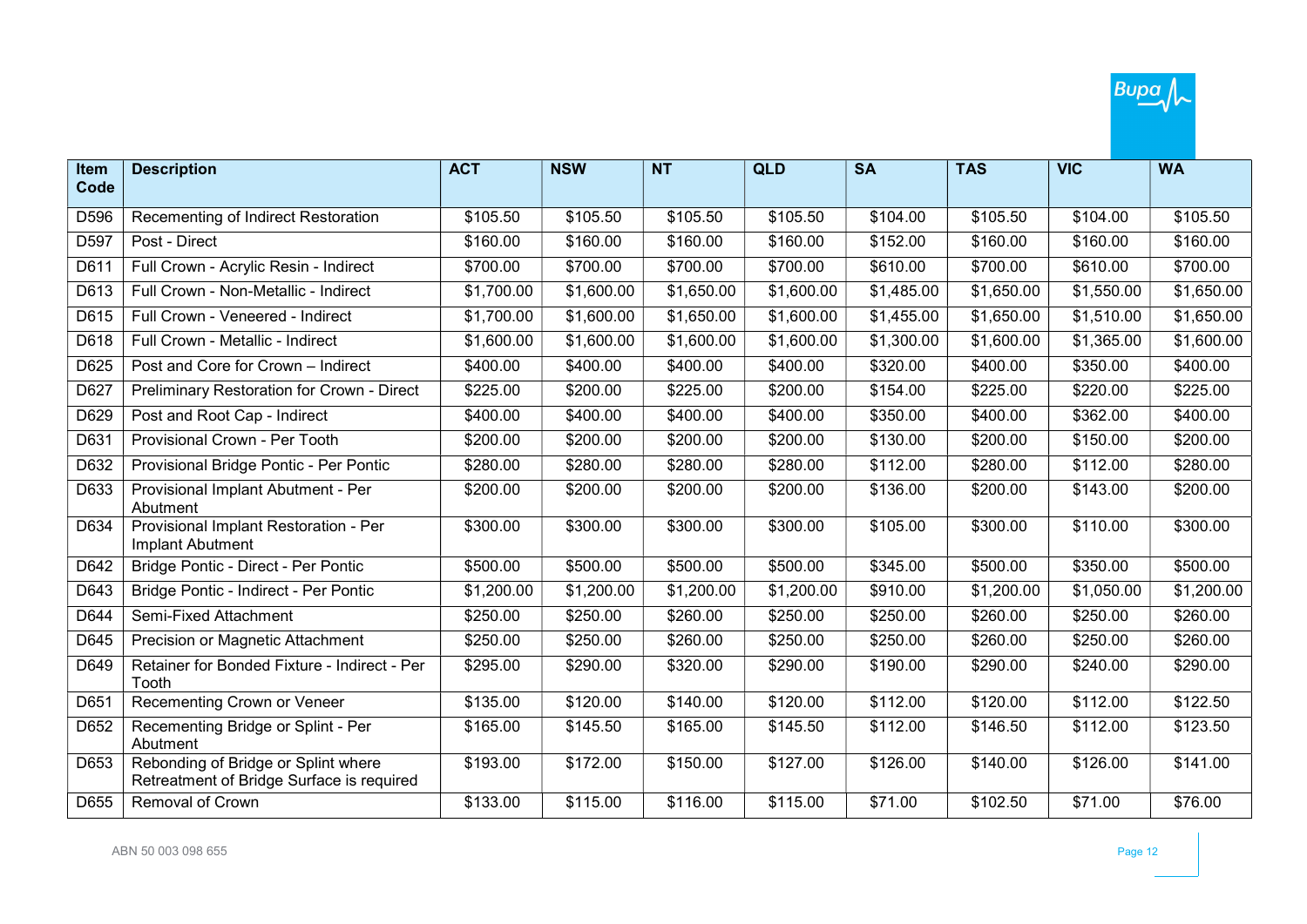| Item Code | Description | ACT | NSW | NT | QLD | SA | TAS | VIC | WA |
|---|---|---|---|---|---|---|---|---|---|
| D596 | Recementing of Indirect Restoration | $105.50 | $105.50 | $105.50 | $105.50 | $104.00 | $105.50 | $104.00 | $105.50 |
| D597 | Post - Direct | $160.00 | $160.00 | $160.00 | $160.00 | $152.00 | $160.00 | $160.00 | $160.00 |
| D611 | Full Crown - Acrylic Resin - Indirect | $700.00 | $700.00 | $700.00 | $700.00 | $610.00 | $700.00 | $610.00 | $700.00 |
| D613 | Full Crown - Non-Metallic - Indirect | $1,700.00 | $1,600.00 | $1,650.00 | $1,600.00 | $1,485.00 | $1,650.00 | $1,550.00 | $1,650.00 |
| D615 | Full Crown - Veneered - Indirect | $1,700.00 | $1,600.00 | $1,650.00 | $1,600.00 | $1,455.00 | $1,650.00 | $1,510.00 | $1,650.00 |
| D618 | Full Crown - Metallic - Indirect | $1,600.00 | $1,600.00 | $1,600.00 | $1,600.00 | $1,300.00 | $1,600.00 | $1,365.00 | $1,600.00 |
| D625 | Post and Core for Crown – Indirect | $400.00 | $400.00 | $400.00 | $400.00 | $320.00 | $400.00 | $350.00 | $400.00 |
| D627 | Preliminary Restoration for Crown - Direct | $225.00 | $200.00 | $225.00 | $200.00 | $154.00 | $225.00 | $220.00 | $225.00 |
| D629 | Post and Root Cap - Indirect | $400.00 | $400.00 | $400.00 | $400.00 | $350.00 | $400.00 | $362.00 | $400.00 |
| D631 | Provisional Crown - Per Tooth | $200.00 | $200.00 | $200.00 | $200.00 | $130.00 | $200.00 | $150.00 | $200.00 |
| D632 | Provisional Bridge Pontic - Per Pontic | $280.00 | $280.00 | $280.00 | $280.00 | $112.00 | $280.00 | $112.00 | $280.00 |
| D633 | Provisional Implant Abutment - Per Abutment | $200.00 | $200.00 | $200.00 | $200.00 | $136.00 | $200.00 | $143.00 | $200.00 |
| D634 | Provisional Implant Restoration - Per Implant Abutment | $300.00 | $300.00 | $300.00 | $300.00 | $105.00 | $300.00 | $110.00 | $300.00 |
| D642 | Bridge Pontic - Direct - Per Pontic | $500.00 | $500.00 | $500.00 | $500.00 | $345.00 | $500.00 | $350.00 | $500.00 |
| D643 | Bridge Pontic - Indirect - Per Pontic | $1,200.00 | $1,200.00 | $1,200.00 | $1,200.00 | $910.00 | $1,200.00 | $1,050.00 | $1,200.00 |
| D644 | Semi-Fixed Attachment | $250.00 | $250.00 | $260.00 | $250.00 | $250.00 | $260.00 | $250.00 | $260.00 |
| D645 | Precision or Magnetic Attachment | $250.00 | $250.00 | $260.00 | $250.00 | $250.00 | $260.00 | $250.00 | $260.00 |
| D649 | Retainer for Bonded Fixture - Indirect - Per Tooth | $295.00 | $290.00 | $320.00 | $290.00 | $190.00 | $290.00 | $240.00 | $290.00 |
| D651 | Recementing Crown or Veneer | $135.00 | $120.00 | $140.00 | $120.00 | $112.00 | $120.00 | $112.00 | $122.50 |
| D652 | Recementing Bridge or Splint - Per Abutment | $165.00 | $145.50 | $165.00 | $145.50 | $112.00 | $146.50 | $112.00 | $123.50 |
| D653 | Rebonding of Bridge or Splint where Retreatment of Bridge Surface is required | $193.00 | $172.00 | $150.00 | $127.00 | $126.00 | $140.00 | $126.00 | $141.00 |
| D655 | Removal of Crown | $133.00 | $115.00 | $116.00 | $115.00 | $71.00 | $102.50 | $71.00 | $76.00 |

ABN 50 003 098 655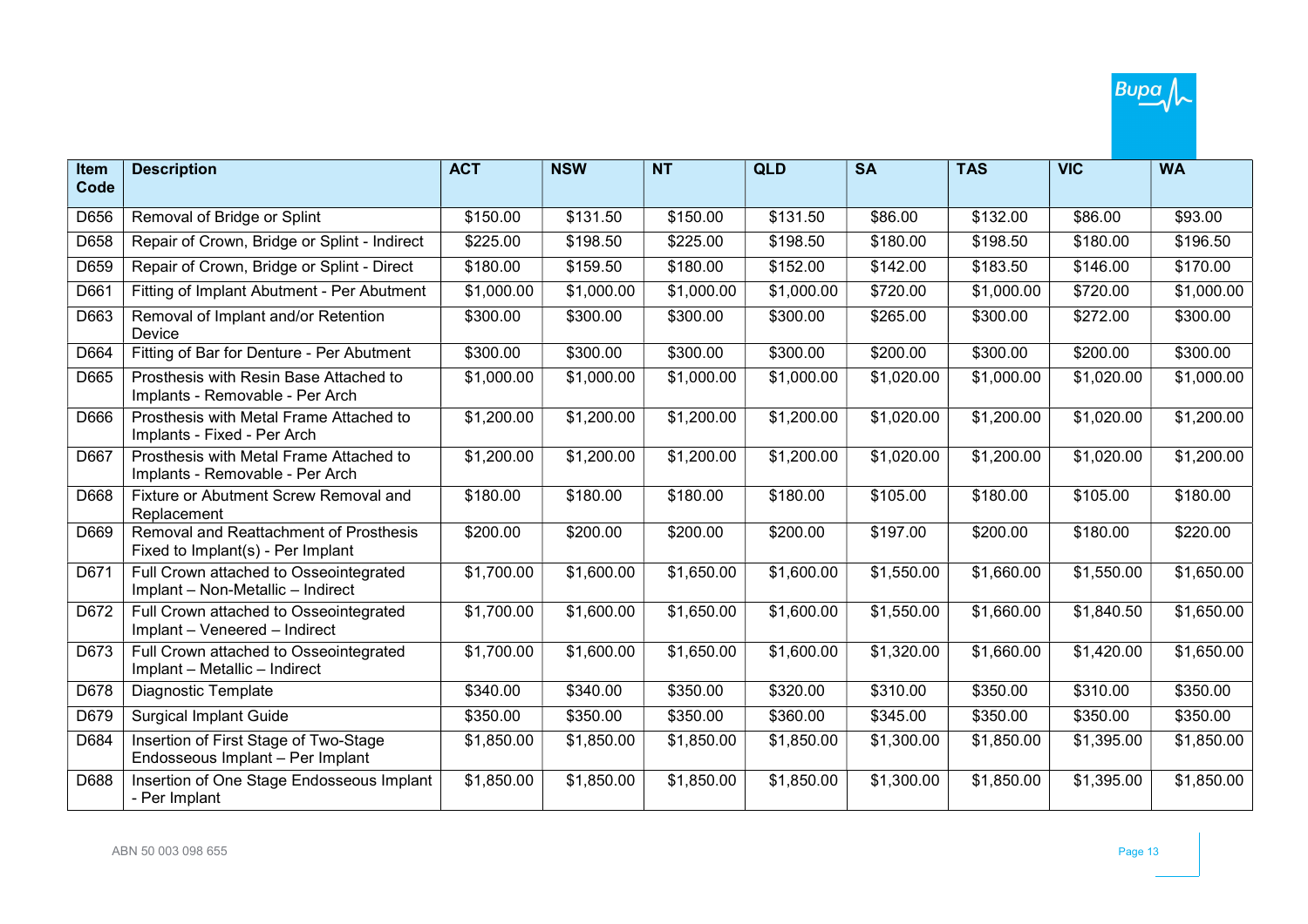| Item Code | Description | ACT | NSW | NT | QLD | SA | TAS | VIC | WA |
|---|---|---|---|---|---|---|---|---|---|
| D656 | Removal of Bridge or Splint | $150.00 | $131.50 | $150.00 | $131.50 | $86.00 | $132.00 | $86.00 | $93.00 |
| D658 | Repair of Crown, Bridge or Splint - Indirect | $225.00 | $198.50 | $225.00 | $198.50 | $180.00 | $198.50 | $180.00 | $196.50 |
| D659 | Repair of Crown, Bridge or Splint - Direct | $180.00 | $159.50 | $180.00 | $152.00 | $142.00 | $183.50 | $146.00 | $170.00 |
| D661 | Fitting of Implant Abutment - Per Abutment | $1,000.00 | $1,000.00 | $1,000.00 | $1,000.00 | $720.00 | $1,000.00 | $720.00 | $1,000.00 |
| D663 | Removal of Implant and/or Retention Device | $300.00 | $300.00 | $300.00 | $300.00 | $265.00 | $300.00 | $272.00 | $300.00 |
| D664 | Fitting of Bar for Denture - Per Abutment | $300.00 | $300.00 | $300.00 | $300.00 | $200.00 | $300.00 | $200.00 | $300.00 |
| D665 | Prosthesis with Resin Base Attached to Implants - Removable - Per Arch | $1,000.00 | $1,000.00 | $1,000.00 | $1,000.00 | $1,020.00 | $1,000.00 | $1,020.00 | $1,000.00 |
| D666 | Prosthesis with Metal Frame Attached to Implants - Fixed - Per Arch | $1,200.00 | $1,200.00 | $1,200.00 | $1,200.00 | $1,020.00 | $1,200.00 | $1,020.00 | $1,200.00 |
| D667 | Prosthesis with Metal Frame Attached to Implants - Removable - Per Arch | $1,200.00 | $1,200.00 | $1,200.00 | $1,200.00 | $1,020.00 | $1,200.00 | $1,020.00 | $1,200.00 |
| D668 | Fixture or Abutment Screw Removal and Replacement | $180.00 | $180.00 | $180.00 | $180.00 | $105.00 | $180.00 | $105.00 | $180.00 |
| D669 | Removal and Reattachment of Prosthesis Fixed to Implant(s) - Per Implant | $200.00 | $200.00 | $200.00 | $200.00 | $197.00 | $200.00 | $180.00 | $220.00 |
| D671 | Full Crown attached to Osseointegrated Implant – Non-Metallic – Indirect | $1,700.00 | $1,600.00 | $1,650.00 | $1,600.00 | $1,550.00 | $1,660.00 | $1,550.00 | $1,650.00 |
| D672 | Full Crown attached to Osseointegrated Implant – Veneered – Indirect | $1,700.00 | $1,600.00 | $1,650.00 | $1,600.00 | $1,550.00 | $1,660.00 | $1,840.50 | $1,650.00 |
| D673 | Full Crown attached to Osseointegrated Implant – Metallic – Indirect | $1,700.00 | $1,600.00 | $1,650.00 | $1,600.00 | $1,320.00 | $1,660.00 | $1,420.00 | $1,650.00 |
| D678 | Diagnostic Template | $340.00 | $340.00 | $350.00 | $320.00 | $310.00 | $350.00 | $310.00 | $350.00 |
| D679 | Surgical Implant Guide | $350.00 | $350.00 | $350.00 | $360.00 | $345.00 | $350.00 | $350.00 | $350.00 |
| D684 | Insertion of First Stage of Two-Stage Endosseous Implant – Per Implant | $1,850.00 | $1,850.00 | $1,850.00 | $1,850.00 | $1,300.00 | $1,850.00 | $1,395.00 | $1,850.00 |
| D688 | Insertion of One Stage Endosseous Implant - Per Implant | $1,850.00 | $1,850.00 | $1,850.00 | $1,850.00 | $1,300.00 | $1,850.00 | $1,395.00 | $1,850.00 |

ABN 50 003 098 655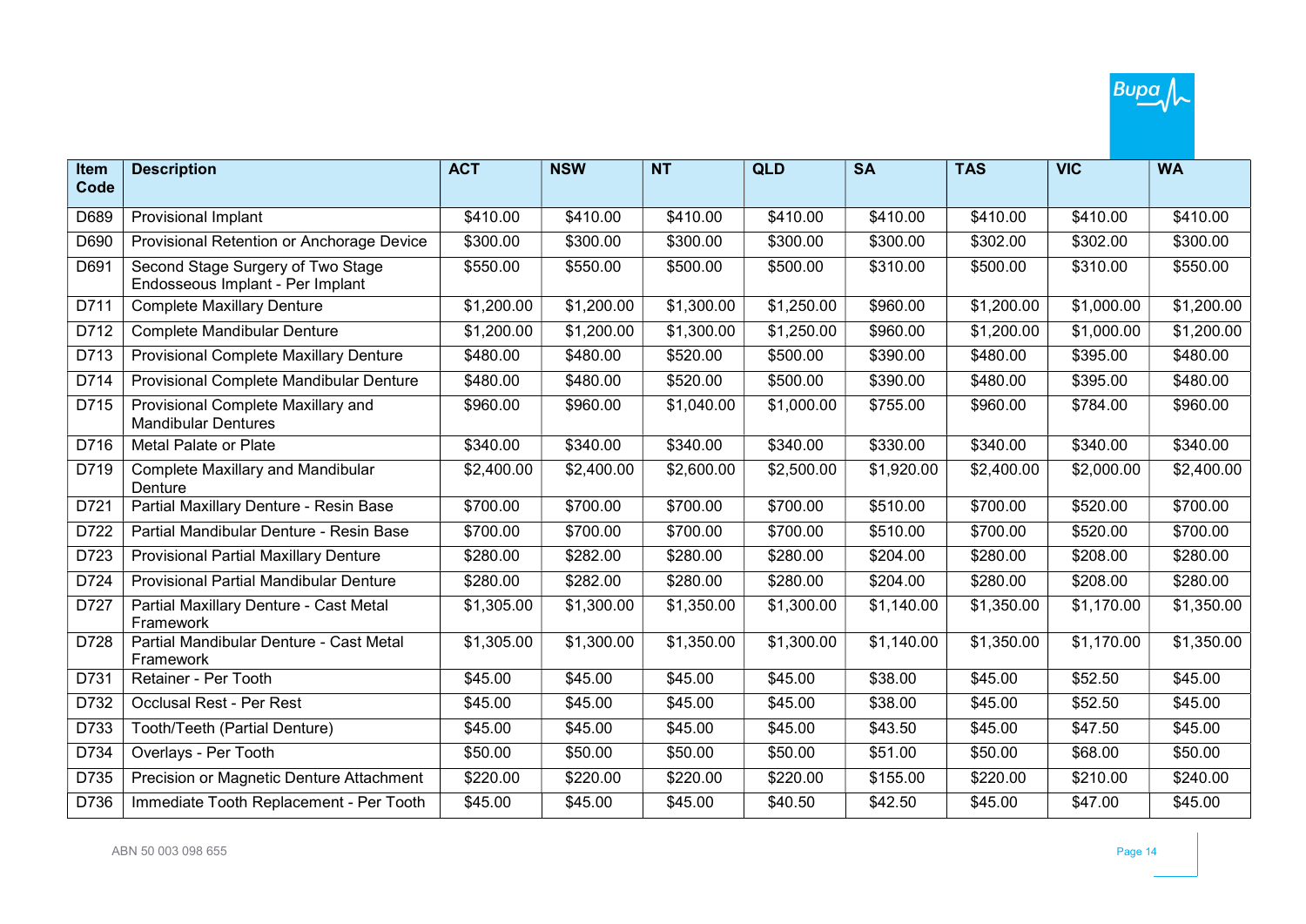| Item Code | Description | ACT | NSW | NT | QLD | SA | TAS | VIC | WA |
|---|---|---|---|---|---|---|---|---|---|
| D689 | Provisional Implant | $410.00 | $410.00 | $410.00 | $410.00 | $410.00 | $410.00 | $410.00 | $410.00 |
| D690 | Provisional Retention or Anchorage Device | $300.00 | $300.00 | $300.00 | $300.00 | $300.00 | $302.00 | $302.00 | $300.00 |
| D691 | Second Stage Surgery of Two Stage Endosseous Implant - Per Implant | $550.00 | $550.00 | $500.00 | $500.00 | $310.00 | $500.00 | $310.00 | $550.00 |
| D711 | Complete Maxillary Denture | $1,200.00 | $1,200.00 | $1,300.00 | $1,250.00 | $960.00 | $1,200.00 | $1,000.00 | $1,200.00 |
| D712 | Complete Mandibular Denture | $1,200.00 | $1,200.00 | $1,300.00 | $1,250.00 | $960.00 | $1,200.00 | $1,000.00 | $1,200.00 |
| D713 | Provisional Complete Maxillary Denture | $480.00 | $480.00 | $520.00 | $500.00 | $390.00 | $480.00 | $395.00 | $480.00 |
| D714 | Provisional Complete Mandibular Denture | $480.00 | $480.00 | $520.00 | $500.00 | $390.00 | $480.00 | $395.00 | $480.00 |
| D715 | Provisional Complete Maxillary and Mandibular Dentures | $960.00 | $960.00 | $1,040.00 | $1,000.00 | $755.00 | $960.00 | $784.00 | $960.00 |
| D716 | Metal Palate or Plate | $340.00 | $340.00 | $340.00 | $340.00 | $330.00 | $340.00 | $340.00 | $340.00 |
| D719 | Complete Maxillary and Mandibular Denture | $2,400.00 | $2,400.00 | $2,600.00 | $2,500.00 | $1,920.00 | $2,400.00 | $2,000.00 | $2,400.00 |
| D721 | Partial Maxillary Denture - Resin Base | $700.00 | $700.00 | $700.00 | $700.00 | $510.00 | $700.00 | $520.00 | $700.00 |
| D722 | Partial Mandibular Denture - Resin Base | $700.00 | $700.00 | $700.00 | $700.00 | $510.00 | $700.00 | $520.00 | $700.00 |
| D723 | Provisional Partial Maxillary Denture | $280.00 | $282.00 | $280.00 | $280.00 | $204.00 | $280.00 | $208.00 | $280.00 |
| D724 | Provisional Partial Mandibular Denture | $280.00 | $282.00 | $280.00 | $280.00 | $204.00 | $280.00 | $208.00 | $280.00 |
| D727 | Partial Maxillary Denture - Cast Metal Framework | $1,305.00 | $1,300.00 | $1,350.00 | $1,300.00 | $1,140.00 | $1,350.00 | $1,170.00 | $1,350.00 |
| D728 | Partial Mandibular Denture - Cast Metal Framework | $1,305.00 | $1,300.00 | $1,350.00 | $1,300.00 | $1,140.00 | $1,350.00 | $1,170.00 | $1,350.00 |
| D731 | Retainer - Per Tooth | $45.00 | $45.00 | $45.00 | $45.00 | $38.00 | $45.00 | $52.50 | $45.00 |
| D732 | Occlusal Rest - Per Rest | $45.00 | $45.00 | $45.00 | $45.00 | $38.00 | $45.00 | $52.50 | $45.00 |
| D733 | Tooth/Teeth (Partial Denture) | $45.00 | $45.00 | $45.00 | $45.00 | $43.50 | $45.00 | $47.50 | $45.00 |
| D734 | Overlays - Per Tooth | $50.00 | $50.00 | $50.00 | $50.00 | $51.00 | $50.00 | $68.00 | $50.00 |
| D735 | Precision or Magnetic Denture Attachment | $220.00 | $220.00 | $220.00 | $220.00 | $155.00 | $220.00 | $210.00 | $240.00 |
| D736 | Immediate Tooth Replacement - Per Tooth | $45.00 | $45.00 | $45.00 | $40.50 | $42.50 | $45.00 | $47.00 | $45.00 |

ABN 50 003 098 655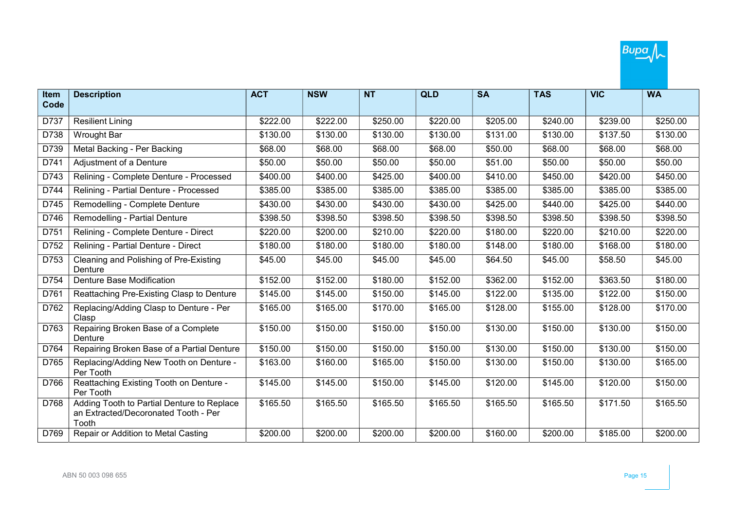| Item Code | Description | ACT | NSW | NT | QLD | SA | TAS | VIC | WA |
|---|---|---|---|---|---|---|---|---|---|
| D737 | Resilient Lining | $222.00 | $222.00 | $250.00 | $220.00 | $205.00 | $240.00 | $239.00 | $250.00 |
| D738 | Wrought Bar | $130.00 | $130.00 | $130.00 | $130.00 | $131.00 | $130.00 | $137.50 | $130.00 |
| D739 | Metal Backing - Per Backing | $68.00 | $68.00 | $68.00 | $68.00 | $50.00 | $68.00 | $68.00 | $68.00 |
| D741 | Adjustment of a Denture | $50.00 | $50.00 | $50.00 | $50.00 | $51.00 | $50.00 | $50.00 | $50.00 |
| D743 | Relining - Complete Denture - Processed | $400.00 | $400.00 | $425.00 | $400.00 | $410.00 | $450.00 | $420.00 | $450.00 |
| D744 | Relining - Partial Denture - Processed | $385.00 | $385.00 | $385.00 | $385.00 | $385.00 | $385.00 | $385.00 | $385.00 |
| D745 | Remodelling - Complete Denture | $430.00 | $430.00 | $430.00 | $430.00 | $425.00 | $440.00 | $425.00 | $440.00 |
| D746 | Remodelling - Partial Denture | $398.50 | $398.50 | $398.50 | $398.50 | $398.50 | $398.50 | $398.50 | $398.50 |
| D751 | Relining - Complete Denture - Direct | $220.00 | $200.00 | $210.00 | $220.00 | $180.00 | $220.00 | $210.00 | $220.00 |
| D752 | Relining - Partial Denture - Direct | $180.00 | $180.00 | $180.00 | $180.00 | $148.00 | $180.00 | $168.00 | $180.00 |
| D753 | Cleaning and Polishing of Pre-Existing Denture | $45.00 | $45.00 | $45.00 | $45.00 | $64.50 | $45.00 | $58.50 | $45.00 |
| D754 | Denture Base Modification | $152.00 | $152.00 | $180.00 | $152.00 | $362.00 | $152.00 | $363.50 | $180.00 |
| D761 | Reattaching Pre-Existing Clasp to Denture | $145.00 | $145.00 | $150.00 | $145.00 | $122.00 | $135.00 | $122.00 | $150.00 |
| D762 | Replacing/Adding Clasp to Denture - Per Clasp | $165.00 | $165.00 | $170.00 | $165.00 | $128.00 | $155.00 | $128.00 | $170.00 |
| D763 | Repairing Broken Base of a Complete Denture | $150.00 | $150.00 | $150.00 | $150.00 | $130.00 | $150.00 | $130.00 | $150.00 |
| D764 | Repairing Broken Base of a Partial Denture | $150.00 | $150.00 | $150.00 | $150.00 | $130.00 | $150.00 | $130.00 | $150.00 |
| D765 | Replacing/Adding New Tooth on Denture - Per Tooth | $163.00 | $160.00 | $165.00 | $150.00 | $130.00 | $150.00 | $130.00 | $165.00 |
| D766 | Reattaching Existing Tooth on Denture - Per Tooth | $145.00 | $145.00 | $150.00 | $145.00 | $120.00 | $145.00 | $120.00 | $150.00 |
| D768 | Adding Tooth to Partial Denture to Replace an Extracted/Decoronated Tooth - Per Tooth | $165.50 | $165.50 | $165.50 | $165.50 | $165.50 | $165.50 | $171.50 | $165.50 |
| D769 | Repair or Addition to Metal Casting | $200.00 | $200.00 | $200.00 | $200.00 | $160.00 | $200.00 | $185.00 | $200.00 |

ABN 50 003 098 655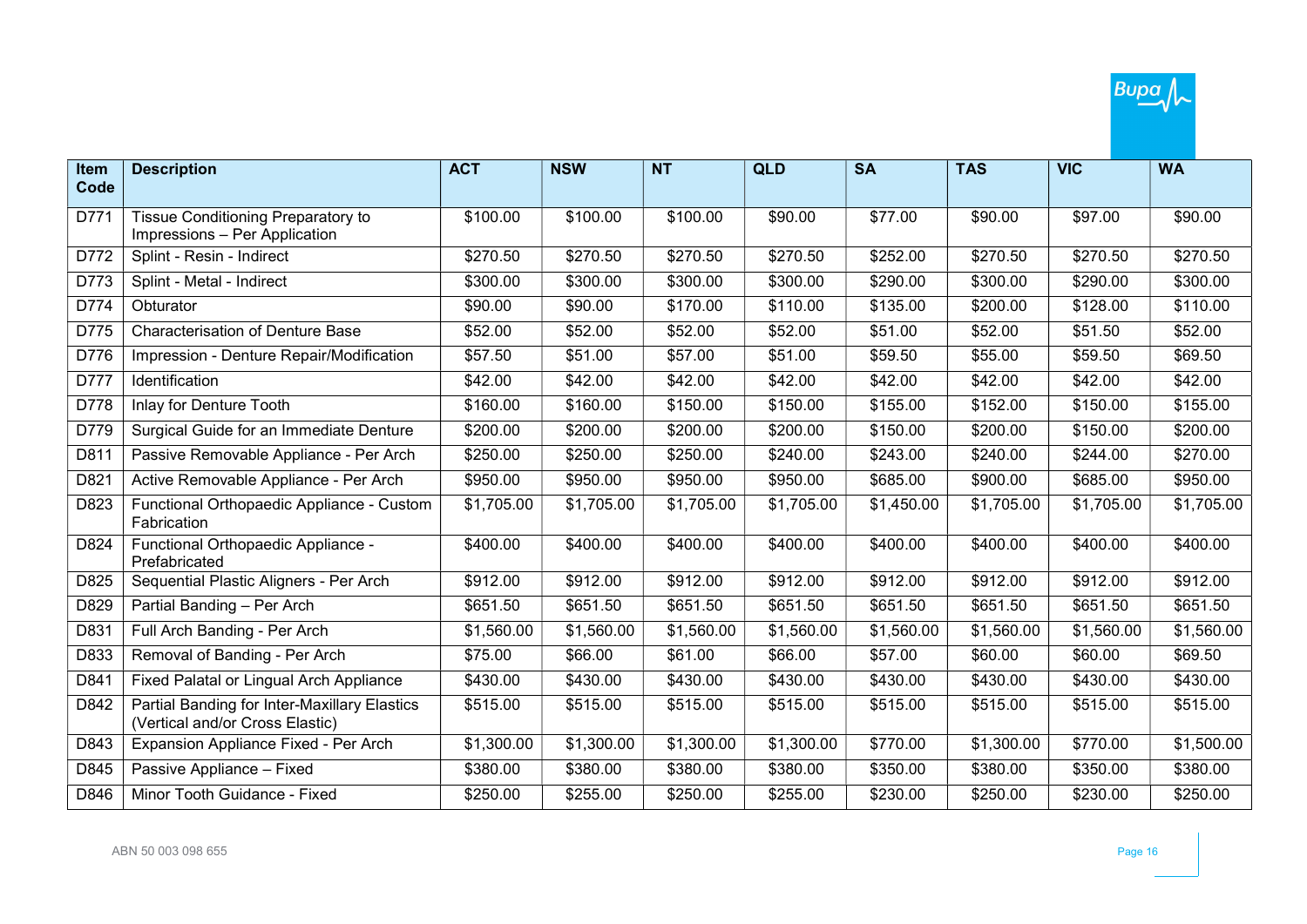| Item Code | Description | ACT | NSW | NT | QLD | SA | TAS | VIC | WA |
|---|---|---|---|---|---|---|---|---|---|
| D771 | Tissue Conditioning Preparatory to Impressions – Per Application | $100.00 | $100.00 | $100.00 | $90.00 | $77.00 | $90.00 | $97.00 | $90.00 |
| D772 | Splint - Resin - Indirect | $270.50 | $270.50 | $270.50 | $270.50 | $252.00 | $270.50 | $270.50 | $270.50 |
| D773 | Splint - Metal - Indirect | $300.00 | $300.00 | $300.00 | $300.00 | $290.00 | $300.00 | $290.00 | $300.00 |
| D774 | Obturator | $90.00 | $90.00 | $170.00 | $110.00 | $135.00 | $200.00 | $128.00 | $110.00 |
| D775 | Characterisation of Denture Base | $52.00 | $52.00 | $52.00 | $52.00 | $51.00 | $52.00 | $51.50 | $52.00 |
| D776 | Impression - Denture Repair/Modification | $57.50 | $51.00 | $57.00 | $51.00 | $59.50 | $55.00 | $59.50 | $69.50 |
| D777 | Identification | $42.00 | $42.00 | $42.00 | $42.00 | $42.00 | $42.00 | $42.00 | $42.00 |
| D778 | Inlay for Denture Tooth | $160.00 | $160.00 | $150.00 | $150.00 | $155.00 | $152.00 | $150.00 | $155.00 |
| D779 | Surgical Guide for an Immediate Denture | $200.00 | $200.00 | $200.00 | $200.00 | $150.00 | $200.00 | $150.00 | $200.00 |
| D811 | Passive Removable Appliance - Per Arch | $250.00 | $250.00 | $250.00 | $240.00 | $243.00 | $240.00 | $244.00 | $270.00 |
| D821 | Active Removable Appliance - Per Arch | $950.00 | $950.00 | $950.00 | $950.00 | $685.00 | $900.00 | $685.00 | $950.00 |
| D823 | Functional Orthopaedic Appliance - Custom Fabrication | $1,705.00 | $1,705.00 | $1,705.00 | $1,705.00 | $1,450.00 | $1,705.00 | $1,705.00 | $1,705.00 |
| D824 | Functional Orthopaedic Appliance - Prefabricated | $400.00 | $400.00 | $400.00 | $400.00 | $400.00 | $400.00 | $400.00 | $400.00 |
| D825 | Sequential Plastic Aligners - Per Arch | $912.00 | $912.00 | $912.00 | $912.00 | $912.00 | $912.00 | $912.00 | $912.00 |
| D829 | Partial Banding – Per Arch | $651.50 | $651.50 | $651.50 | $651.50 | $651.50 | $651.50 | $651.50 | $651.50 |
| D831 | Full Arch Banding - Per Arch | $1,560.00 | $1,560.00 | $1,560.00 | $1,560.00 | $1,560.00 | $1,560.00 | $1,560.00 | $1,560.00 |
| D833 | Removal of Banding - Per Arch | $75.00 | $66.00 | $61.00 | $66.00 | $57.00 | $60.00 | $60.00 | $69.50 |
| D841 | Fixed Palatal or Lingual Arch Appliance | $430.00 | $430.00 | $430.00 | $430.00 | $430.00 | $430.00 | $430.00 | $430.00 |
| D842 | Partial Banding for Inter-Maxillary Elastics (Vertical and/or Cross Elastic) | $515.00 | $515.00 | $515.00 | $515.00 | $515.00 | $515.00 | $515.00 | $515.00 |
| D843 | Expansion Appliance Fixed - Per Arch | $1,300.00 | $1,300.00 | $1,300.00 | $1,300.00 | $770.00 | $1,300.00 | $770.00 | $1,500.00 |
| D845 | Passive Appliance – Fixed | $380.00 | $380.00 | $380.00 | $380.00 | $350.00 | $380.00 | $350.00 | $380.00 |
| D846 | Minor Tooth Guidance - Fixed | $250.00 | $255.00 | $250.00 | $255.00 | $230.00 | $250.00 | $230.00 | $250.00 |

ABN 50 003 098 655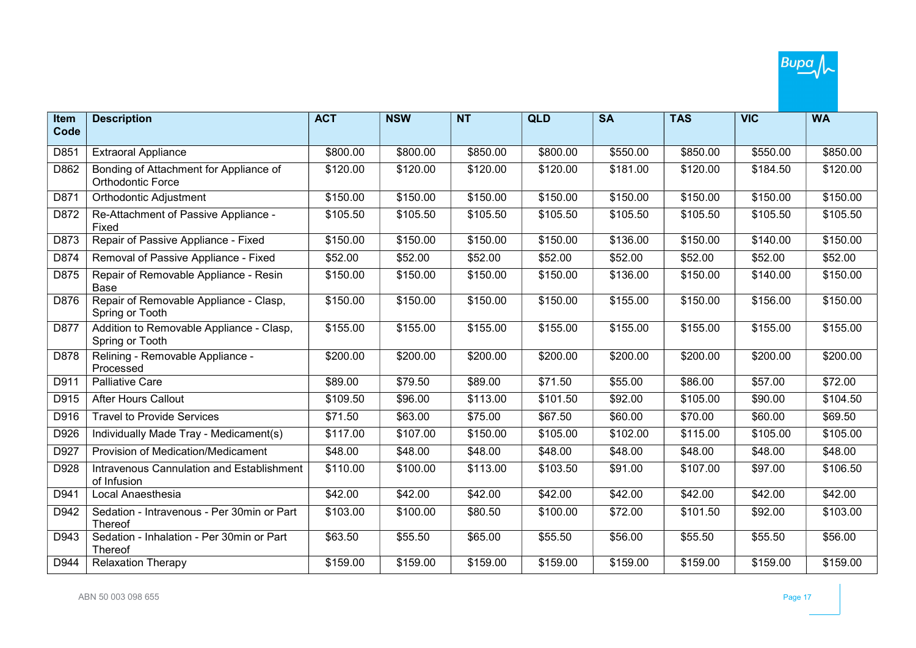| Item Code | Description | ACT | NSW | NT | QLD | SA | TAS | VIC | WA |
|---|---|---|---|---|---|---|---|---|---|
| D851 | Extraoral Appliance | $800.00 | $800.00 | $850.00 | $800.00 | $550.00 | $850.00 | $550.00 | $850.00 |
| D862 | Bonding of Attachment for Appliance of Orthodontic Force | $120.00 | $120.00 | $120.00 | $120.00 | $181.00 | $120.00 | $184.50 | $120.00 |
| D871 | Orthodontic Adjustment | $150.00 | $150.00 | $150.00 | $150.00 | $150.00 | $150.00 | $150.00 | $150.00 |
| D872 | Re-Attachment of Passive Appliance - Fixed | $105.50 | $105.50 | $105.50 | $105.50 | $105.50 | $105.50 | $105.50 | $105.50 |
| D873 | Repair of Passive Appliance - Fixed | $150.00 | $150.00 | $150.00 | $150.00 | $136.00 | $150.00 | $140.00 | $150.00 |
| D874 | Removal of Passive Appliance - Fixed | $52.00 | $52.00 | $52.00 | $52.00 | $52.00 | $52.00 | $52.00 | $52.00 |
| D875 | Repair of Removable Appliance - Resin Base | $150.00 | $150.00 | $150.00 | $150.00 | $136.00 | $150.00 | $140.00 | $150.00 |
| D876 | Repair of Removable Appliance - Clasp, Spring or Tooth | $150.00 | $150.00 | $150.00 | $150.00 | $155.00 | $150.00 | $156.00 | $150.00 |
| D877 | Addition to Removable Appliance - Clasp, Spring or Tooth | $155.00 | $155.00 | $155.00 | $155.00 | $155.00 | $155.00 | $155.00 | $155.00 |
| D878 | Relining - Removable Appliance - Processed | $200.00 | $200.00 | $200.00 | $200.00 | $200.00 | $200.00 | $200.00 | $200.00 |
| D911 | Palliative Care | $89.00 | $79.50 | $89.00 | $71.50 | $55.00 | $86.00 | $57.00 | $72.00 |
| D915 | After Hours Callout | $109.50 | $96.00 | $113.00 | $101.50 | $92.00 | $105.00 | $90.00 | $104.50 |
| D916 | Travel to Provide Services | $71.50 | $63.00 | $75.00 | $67.50 | $60.00 | $70.00 | $60.00 | $69.50 |
| D926 | Individually Made Tray - Medicament(s) | $117.00 | $107.00 | $150.00 | $105.00 | $102.00 | $115.00 | $105.00 | $105.00 |
| D927 | Provision of Medication/Medicament | $48.00 | $48.00 | $48.00 | $48.00 | $48.00 | $48.00 | $48.00 | $48.00 |
| D928 | Intravenous Cannulation and Establishment of Infusion | $110.00 | $100.00 | $113.00 | $103.50 | $91.00 | $107.00 | $97.00 | $106.50 |
| D941 | Local Anaesthesia | $42.00 | $42.00 | $42.00 | $42.00 | $42.00 | $42.00 | $42.00 | $42.00 |
| D942 | Sedation - Intravenous - Per 30min or Part Thereof | $103.00 | $100.00 | $80.50 | $100.00 | $72.00 | $101.50 | $92.00 | $103.00 |
| D943 | Sedation - Inhalation - Per 30min or Part Thereof | $63.50 | $55.50 | $65.00 | $55.50 | $56.00 | $55.50 | $55.50 | $56.00 |
| D944 | Relaxation Therapy | $159.00 | $159.00 | $159.00 | $159.00 | $159.00 | $159.00 | $159.00 | $159.00 |

ABN 50 003 098 655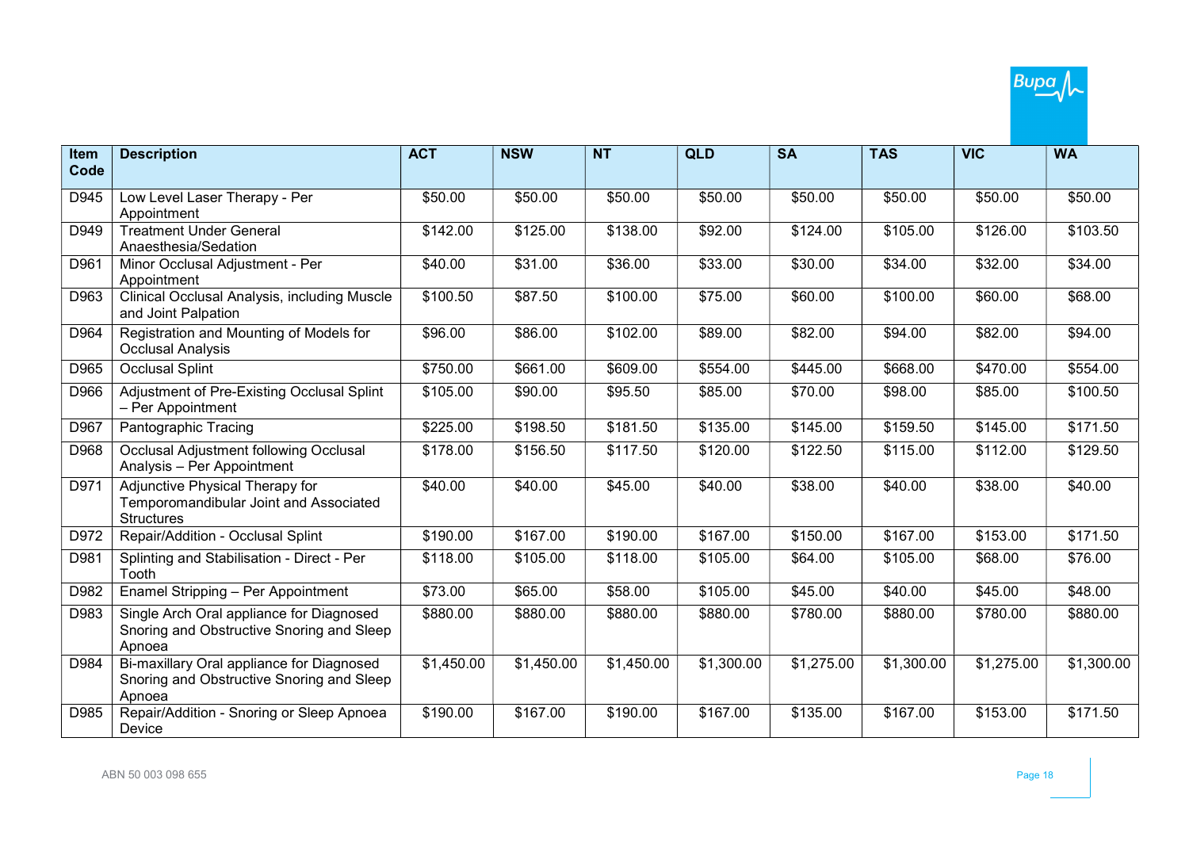| Item Code | Description | ACT | NSW | NT | QLD | SA | TAS | VIC | WA |
|---|---|---|---|---|---|---|---|---|---|
| D945 | Low Level Laser Therapy - Per Appointment | $50.00 | $50.00 | $50.00 | $50.00 | $50.00 | $50.00 | $50.00 | $50.00 |
| D949 | Treatment Under General Anaesthesia/Sedation | $142.00 | $125.00 | $138.00 | $92.00 | $124.00 | $105.00 | $126.00 | $103.50 |
| D961 | Minor Occlusal Adjustment - Per Appointment | $40.00 | $31.00 | $36.00 | $33.00 | $30.00 | $34.00 | $32.00 | $34.00 |
| D963 | Clinical Occlusal Analysis, including Muscle and Joint Palpation | $100.50 | $87.50 | $100.00 | $75.00 | $60.00 | $100.00 | $60.00 | $68.00 |
| D964 | Registration and Mounting of Models for Occlusal Analysis | $96.00 | $86.00 | $102.00 | $89.00 | $82.00 | $94.00 | $82.00 | $94.00 |
| D965 | Occlusal Splint | $750.00 | $661.00 | $609.00 | $554.00 | $445.00 | $668.00 | $470.00 | $554.00 |
| D966 | Adjustment of Pre-Existing Occlusal Splint – Per Appointment | $105.00 | $90.00 | $95.50 | $85.00 | $70.00 | $98.00 | $85.00 | $100.50 |
| D967 | Pantographic Tracing | $225.00 | $198.50 | $181.50 | $135.00 | $145.00 | $159.50 | $145.00 | $171.50 |
| D968 | Occlusal Adjustment following Occlusal Analysis – Per Appointment | $178.00 | $156.50 | $117.50 | $120.00 | $122.50 | $115.00 | $112.00 | $129.50 |
| D971 | Adjunctive Physical Therapy for Temporomandibular Joint and Associated Structures | $40.00 | $40.00 | $45.00 | $40.00 | $38.00 | $40.00 | $38.00 | $40.00 |
| D972 | Repair/Addition - Occlusal Splint | $190.00 | $167.00 | $190.00 | $167.00 | $150.00 | $167.00 | $153.00 | $171.50 |
| D981 | Splinting and Stabilisation - Direct - Per Tooth | $118.00 | $105.00 | $118.00 | $105.00 | $64.00 | $105.00 | $68.00 | $76.00 |
| D982 | Enamel Stripping – Per Appointment | $73.00 | $65.00 | $58.00 | $105.00 | $45.00 | $40.00 | $45.00 | $48.00 |
| D983 | Single Arch Oral appliance for Diagnosed Snoring and Obstructive Snoring and Sleep Apnoea | $880.00 | $880.00 | $880.00 | $880.00 | $780.00 | $880.00 | $780.00 | $880.00 |
| D984 | Bi-maxillary Oral appliance for Diagnosed Snoring and Obstructive Snoring and Sleep Apnoea | $1,450.00 | $1,450.00 | $1,450.00 | $1,300.00 | $1,275.00 | $1,300.00 | $1,275.00 | $1,300.00 |
| D985 | Repair/Addition - Snoring or Sleep Apnoea Device | $190.00 | $167.00 | $190.00 | $167.00 | $135.00 | $167.00 | $153.00 | $171.50 |

ABN 50 003 098 655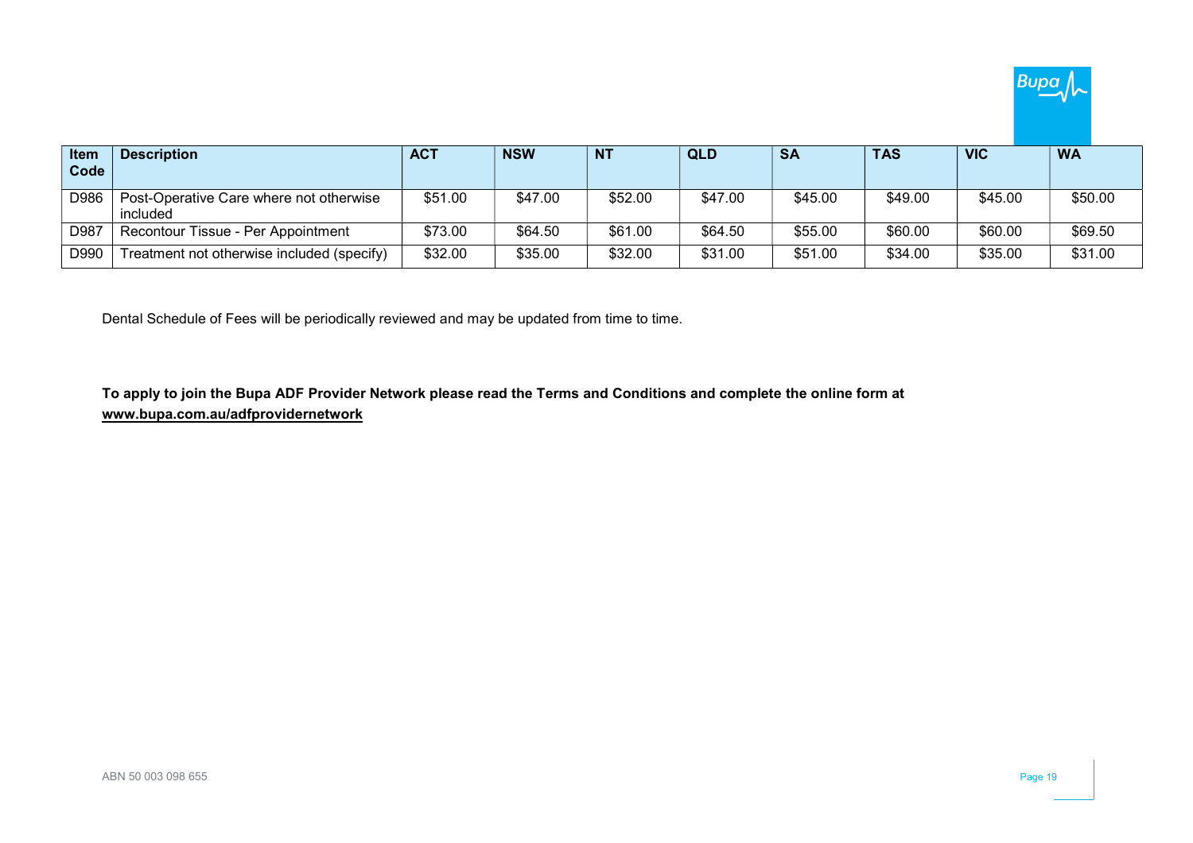| Item Code | Description | ACT | NSW | NT | QLD | SA | TAS | VIC | WA |
|---|---|---|---|---|---|---|---|---|---|
| D986 | Post-Operative Care where not otherwise included | $51.00 | $47.00 | $52.00 | $47.00 | $45.00 | $49.00 | $45.00 | $50.00 |
| D987 | Recontour Tissue - Per Appointment | $73.00 | $64.50 | $61.00 | $64.50 | $55.00 | $60.00 | $60.00 | $69.50 |
| D990 | Treatment not otherwise included (specify) | $32.00 | $35.00 | $32.00 | $31.00 | $51.00 | $34.00 | $35.00 | $31.00 |

Dental Schedule of Fees will be periodically reviewed and may be updated from time to time.

**To apply to join the Bupa ADF Provider Network please read the Terms and Conditions and complete the online form at www.bupa.com.au/adfprovidernetwork**

ABN 50 003 098 655